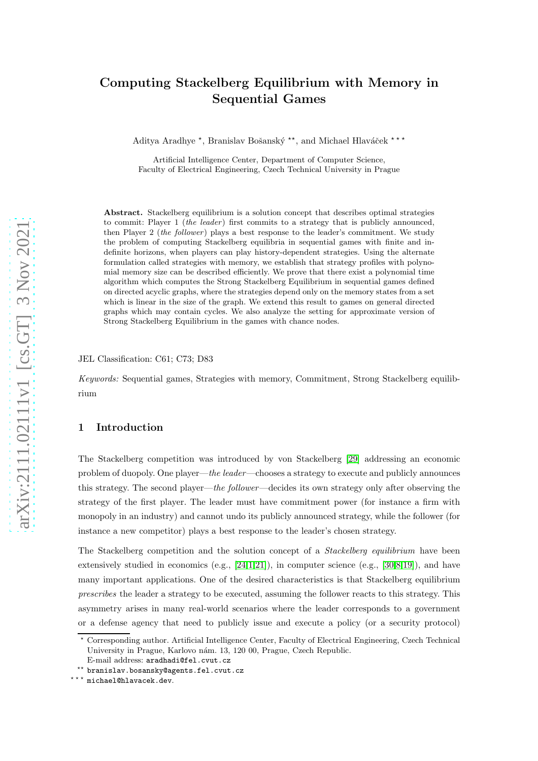# Computing Stackelberg Equilibrium with Memory in Sequential Games

Aditya Aradhye [⋆], Branislav Bošanský [⋆⋆], and Michael Hlaváček [⋆⋆⋆]

Artificial Intelligence Center, Department of Computer Science,
Faculty of Electrical Engineering, Czech Technical University in Prague

**Abstract.** Stackelberg equilibrium is a solution concept that describes optimal strategies to commit: Player 1 (*the leader*) first commits to a strategy that is publicly announced, then Player 2 (*the follower*) plays a best response to the leader's commitment. We study the problem of computing Stackelberg equilibria in sequential games with finite and indefinite horizons, when players can play history-dependent strategies. Using the alternate formulation called strategies with memory, we establish that strategy profiles with polynomial memory size can be described efficiently. We prove that there exist a polynomial time algorithm which computes the Strong Stackelberg Equilibrium in sequential games defined on directed acyclic graphs, where the strategies depend only on the memory states from a set which is linear in the size of the graph. We extend this result to games on general directed graphs which may contain cycles. We also analyze the setting for approximate version of Strong Stackelberg Equilibrium in the games with chance nodes.

JEL Classification: C61; C73; D83

*Keywords:* Sequential games, Strategies with memory, Commitment, Strong Stackelberg equilibrium

## 1 Introduction

The Stackelberg competition was introduced by von Stackelberg [29] addressing an economic problem of duopoly. One player—*the leader*—chooses a strategy to execute and publicly announces this strategy. The second player—*the follower*—decides its own strategy only after observing the strategy of the first player. The leader must have commitment power (for instance a firm with monopoly in an industry) and cannot undo its publicly announced strategy, while the follower (for instance a new competitor) plays a best response to the leader's chosen strategy.

The Stackelberg competition and the solution concept of a *Stackelberg equilibrium* have been extensively studied in economics (e.g., [24,1,21]), in computer science (e.g., [30,8,19]), and have many important applications. One of the desired characteristics is that Stackelberg equilibrium *prescribes* the leader a strategy to be executed, assuming the follower reacts to this strategy. This asymmetry arises in many real-world scenarios where the leader corresponds to a government or a defense agency that need to publicly issue and execute a policy (or a security protocol)

[⋆] Corresponding author. Artificial Intelligence Center, Faculty of Electrical Engineering, Czech Technical University in Prague, Karlovo nám. 13, 120 00, Prague, Czech Republic.
E-mail address: aradhadi@fel.cvut.cz

[⋆⋆] branislav.bosansky@agents.fel.cvut.cz

[⋆⋆⋆] michael@hlavacek.dev.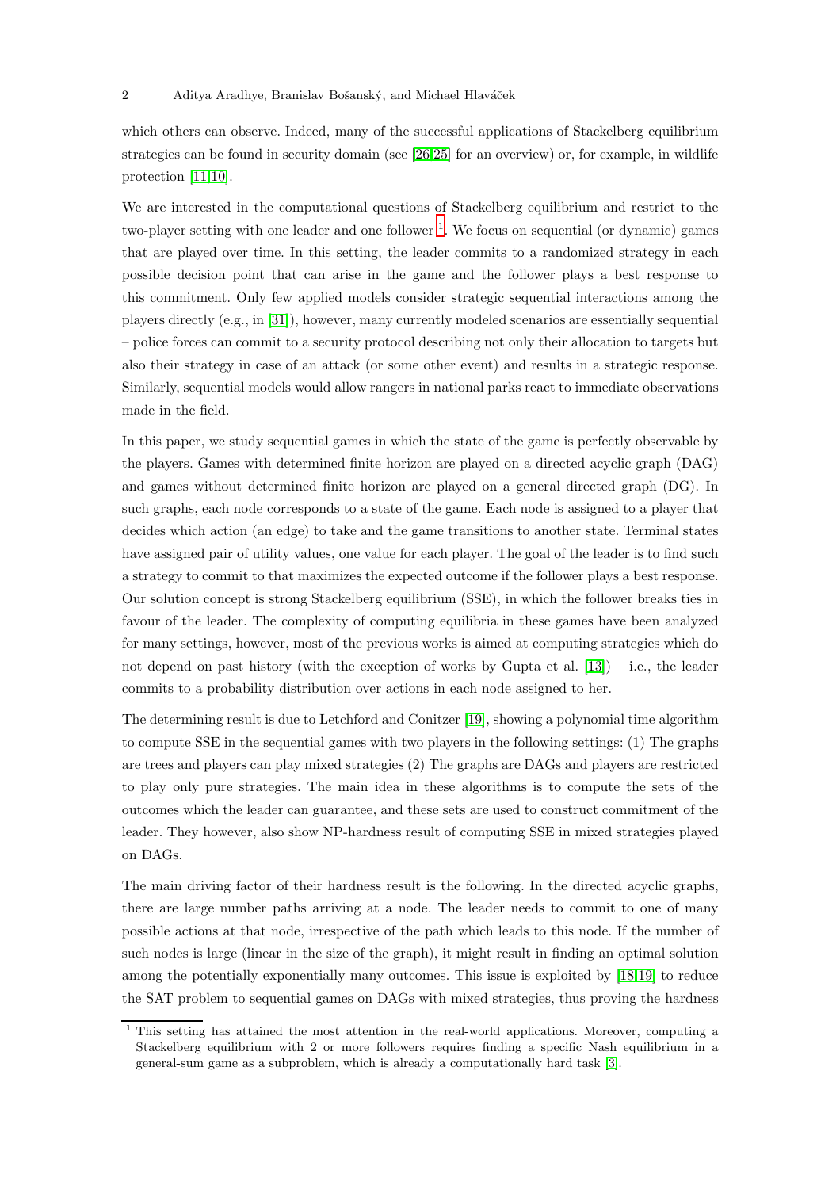which others can observe. Indeed, many of the successful applications of Stackelberg equilibrium strategies can be found in security domain (see [26,25] for an overview) or, for example, in wildlife protection [11,10].

We are interested in the computational questions of Stackelberg equilibrium and restrict to the two-player setting with one leader and one follower [1]. We focus on sequential (or dynamic) games that are played over time. In this setting, the leader commits to a randomized strategy in each possible decision point that can arise in the game and the follower plays a best response to this commitment. Only few applied models consider strategic sequential interactions among the players directly (e.g., in [31]), however, many currently modeled scenarios are essentially sequential – police forces can commit to a security protocol describing not only their allocation to targets but also their strategy in case of an attack (or some other event) and results in a strategic response. Similarly, sequential models would allow rangers in national parks react to immediate observations made in the field.

In this paper, we study sequential games in which the state of the game is perfectly observable by the players. Games with determined finite horizon are played on a directed acyclic graph (DAG) and games without determined finite horizon are played on a general directed graph (DG). In such graphs, each node corresponds to a state of the game. Each node is assigned to a player that decides which action (an edge) to take and the game transitions to another state. Terminal states have assigned pair of utility values, one value for each player. The goal of the leader is to find such a strategy to commit to that maximizes the expected outcome if the follower plays a best response. Our solution concept is strong Stackelberg equilibrium (SSE), in which the follower breaks ties in favour of the leader. The complexity of computing equilibria in these games have been analyzed for many settings, however, most of the previous works is aimed at computing strategies which do not depend on past history (with the exception of works by Gupta et al. [13]) – i.e., the leader commits to a probability distribution over actions in each node assigned to her.

The determining result is due to Letchford and Conitzer [19], showing a polynomial time algorithm to compute SSE in the sequential games with two players in the following settings: (1) The graphs are trees and players can play mixed strategies (2) The graphs are DAGs and players are restricted to play only pure strategies. The main idea in these algorithms is to compute the sets of the outcomes which the leader can guarantee, and these sets are used to construct commitment of the leader. They however, also show NP-hardness result of computing SSE in mixed strategies played on DAGs.

The main driving factor of their hardness result is the following. In the directed acyclic graphs, there are large number paths arriving at a node. The leader needs to commit to one of many possible actions at that node, irrespective of the path which leads to this node. If the number of such nodes is large (linear in the size of the graph), it might result in finding an optimal solution among the potentially exponentially many outcomes. This issue is exploited by [18,19] to reduce the SAT problem to sequential games on DAGs with mixed strategies, thus proving the hardness

[1] This setting has attained the most attention in the real-world applications. Moreover, computing a Stackelberg equilibrium with 2 or more followers requires finding a specific Nash equilibrium in a general-sum game as a subproblem, which is already a computationally hard task [3].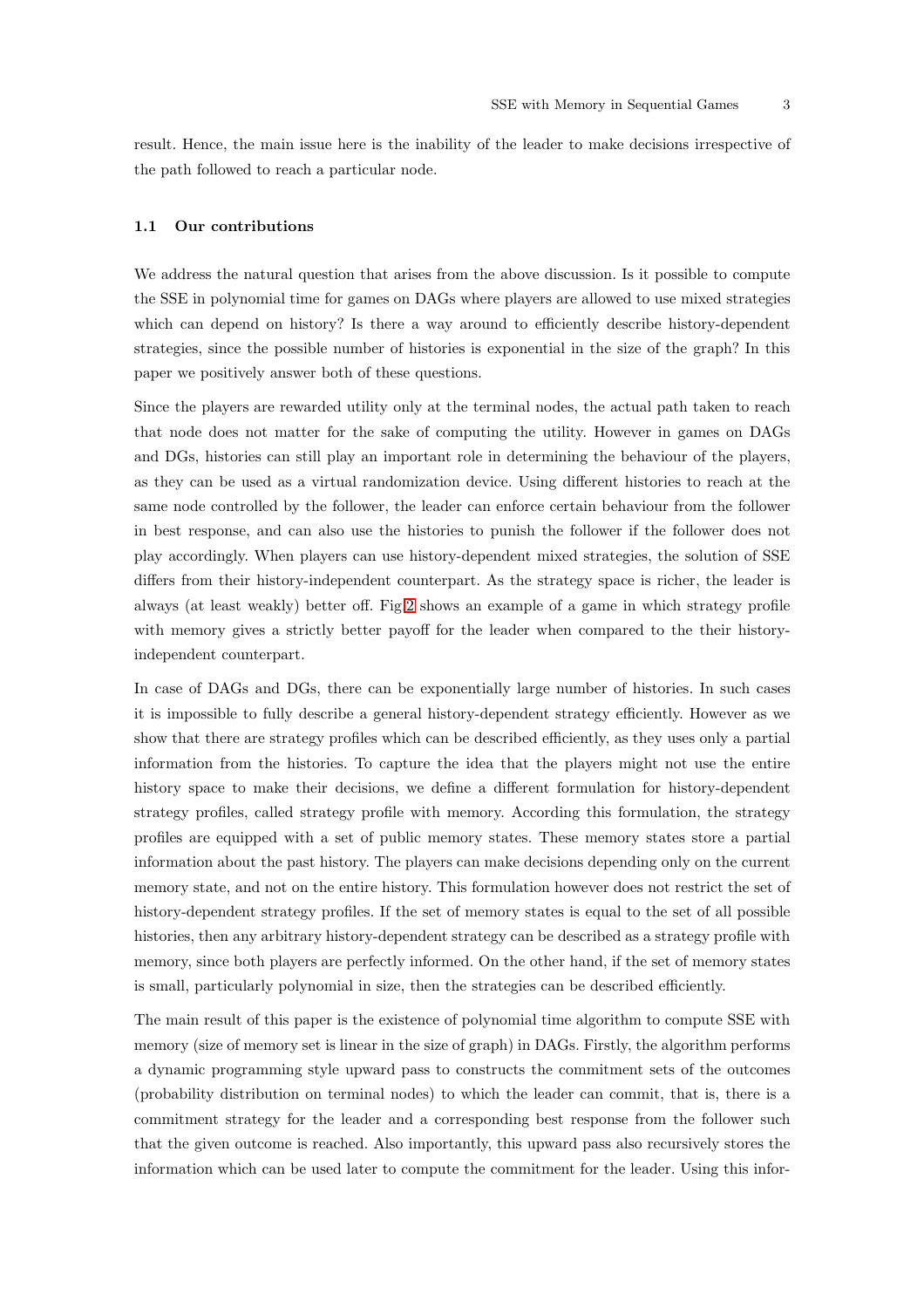result. Hence, the main issue here is the inability of the leader to make decisions irrespective of the path followed to reach a particular node.

### 1.1 Our contributions

We address the natural question that arises from the above discussion. Is it possible to compute the SSE in polynomial time for games on DAGs where players are allowed to use mixed strategies which can depend on history? Is there a way around to efficiently describe history-dependent strategies, since the possible number of histories is exponential in the size of the graph? In this paper we positively answer both of these questions.

Since the players are rewarded utility only at the terminal nodes, the actual path taken to reach that node does not matter for the sake of computing the utility. However in games on DAGs and DGs, histories can still play an important role in determining the behaviour of the players, as they can be used as a virtual randomization device. Using different histories to reach at the same node controlled by the follower, the leader can enforce certain behaviour from the follower in best response, and can also use the histories to punish the follower if the follower does not play accordingly. When players can use history-dependent mixed strategies, the solution of SSE differs from their history-independent counterpart. As the strategy space is richer, the leader is always (at least weakly) better off. Fig 2 shows an example of a game in which strategy profile with memory gives a strictly better payoff for the leader when compared to the their history-independent counterpart.

In case of DAGs and DGs, there can be exponentially large number of histories. In such cases it is impossible to fully describe a general history-dependent strategy efficiently. However as we show that there are strategy profiles which can be described efficiently, as they uses only a partial information from the histories. To capture the idea that the players might not use the entire history space to make their decisions, we define a different formulation for history-dependent strategy profiles, called strategy profile with memory. According this formulation, the strategy profiles are equipped with a set of public memory states. These memory states store a partial information about the past history. The players can make decisions depending only on the current memory state, and not on the entire history. This formulation however does not restrict the set of history-dependent strategy profiles. If the set of memory states is equal to the set of all possible histories, then any arbitrary history-dependent strategy can be described as a strategy profile with memory, since both players are perfectly informed. On the other hand, if the set of memory states is small, particularly polynomial in size, then the strategies can be described efficiently.

The main result of this paper is the existence of polynomial time algorithm to compute SSE with memory (size of memory set is linear in the size of graph) in DAGs. Firstly, the algorithm performs a dynamic programming style upward pass to constructs the commitment sets of the outcomes (probability distribution on terminal nodes) to which the leader can commit, that is, there is a commitment strategy for the leader and a corresponding best response from the follower such that the given outcome is reached. Also importantly, this upward pass also recursively stores the information which can be used later to compute the commitment for the leader. Using this infor-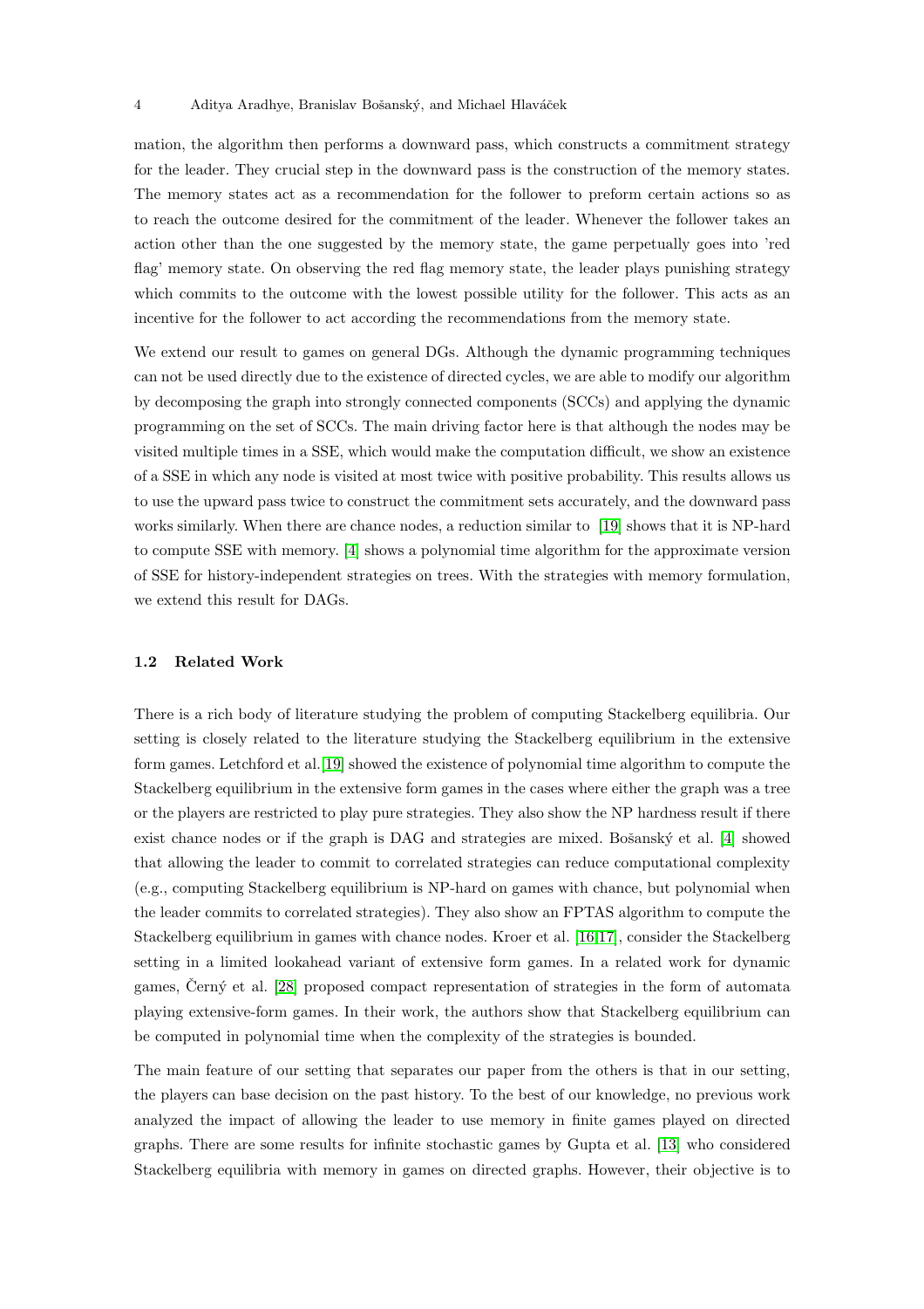mation, the algorithm then performs a downward pass, which constructs a commitment strategy for the leader. They crucial step in the downward pass is the construction of the memory states. The memory states act as a recommendation for the follower to preform certain actions so as to reach the outcome desired for the commitment of the leader. Whenever the follower takes an action other than the one suggested by the memory state, the game perpetually goes into 'red flag' memory state. On observing the red flag memory state, the leader plays punishing strategy which commits to the outcome with the lowest possible utility for the follower. This acts as an incentive for the follower to act according the recommendations from the memory state.

We extend our result to games on general DGs. Although the dynamic programming techniques can not be used directly due to the existence of directed cycles, we are able to modify our algorithm by decomposing the graph into strongly connected components (SCCs) and applying the dynamic programming on the set of SCCs. The main driving factor here is that although the nodes may be visited multiple times in a SSE, which would make the computation difficult, we show an existence of a SSE in which any node is visited at most twice with positive probability. This results allows us to use the upward pass twice to construct the commitment sets accurately, and the downward pass works similarly. When there are chance nodes, a reduction similar to [19] shows that it is NP-hard to compute SSE with memory. [4] shows a polynomial time algorithm for the approximate version of SSE for history-independent strategies on trees. With the strategies with memory formulation, we extend this result for DAGs.

### 1.2 Related Work

There is a rich body of literature studying the problem of computing Stackelberg equilibria. Our setting is closely related to the literature studying the Stackelberg equilibrium in the extensive form games. Letchford et al.[19] showed the existence of polynomial time algorithm to compute the Stackelberg equilibrium in the extensive form games in the cases where either the graph was a tree or the players are restricted to play pure strategies. They also show the NP hardness result if there exist chance nodes or if the graph is DAG and strategies are mixed. Bošanský et al. [4] showed that allowing the leader to commit to correlated strategies can reduce computational complexity (e.g., computing Stackelberg equilibrium is NP-hard on games with chance, but polynomial when the leader commits to correlated strategies). They also show an FPTAS algorithm to compute the Stackelberg equilibrium in games with chance nodes. Kroer et al. [16,17], consider the Stackelberg setting in a limited lookahead variant of extensive form games. In a related work for dynamic games, Černý et al. [28] proposed compact representation of strategies in the form of automata playing extensive-form games. In their work, the authors show that Stackelberg equilibrium can be computed in polynomial time when the complexity of the strategies is bounded.

The main feature of our setting that separates our paper from the others is that in our setting, the players can base decision on the past history. To the best of our knowledge, no previous work analyzed the impact of allowing the leader to use memory in finite games played on directed graphs. There are some results for infinite stochastic games by Gupta et al. [13] who considered Stackelberg equilibria with memory in games on directed graphs. However, their objective is to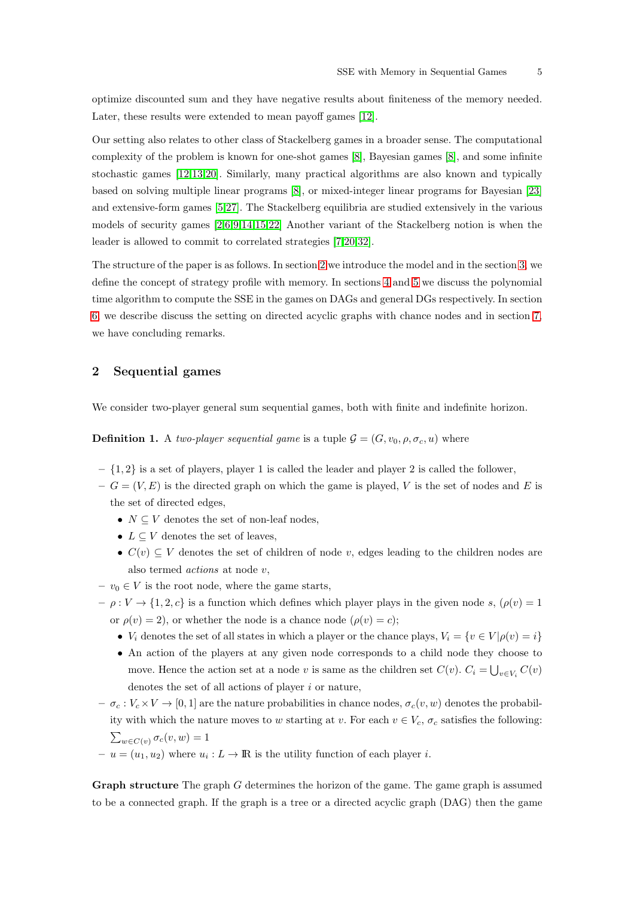optimize discounted sum and they have negative results about finiteness of the memory needed. Later, these results were extended to mean payoff games [12].

Our setting also relates to other class of Stackelberg games in a broader sense. The computational complexity of the problem is known for one-shot games [8], Bayesian games [8], and some infinite stochastic games [12,13,20]. Similarly, many practical algorithms are also known and typically based on solving multiple linear programs [8], or mixed-integer linear programs for Bayesian [23] and extensive-form games [5,27]. The Stackelberg equilibria are studied extensively in the various models of security games [2,6,9,14,15,22] Another variant of the Stackelberg notion is when the leader is allowed to commit to correlated strategies [7,20,32].

The structure of the paper is as follows. In section 2 we introduce the model and in the section 3, we define the concept of strategy profile with memory. In sections 4 and 5 we discuss the polynomial time algorithm to compute the SSE in the games on DAGs and general DGs respectively. In section 6, we describe discuss the setting on directed acyclic graphs with chance nodes and in section 7, we have concluding remarks.

## 2 Sequential games

We consider two-player general sum sequential games, both with finite and indefinite horizon.

**Definition 1.** A *two-player sequential game* is a tuple $\mathcal{G} = (G, v_0, \rho, \sigma_c, u)$ where

- $\{1, 2\}$ is a set of players, player 1 is called the leader and player 2 is called the follower,
- $G = (V, E)$ is the directed graph on which the game is played, $V$ is the set of nodes and $E$ is the set of directed edges,
  - $N \subseteq V$ denotes the set of non-leaf nodes,
  - $L \subseteq V$ denotes the set of leaves,
  - $C(v) \subseteq V$ denotes the set of children of node $v$, edges leading to the children nodes are also termed *actions* at node $v$,
- $v_0 \in V$ is the root node, where the game starts,
- $\rho : V \to \{1, 2, c\}$ is a function which defines which player plays in the given node $s$, ($\rho(v) = 1$ or $\rho(v) = 2$), or whether the node is a chance node ($\rho(v) = c$);
  - $V_i$ denotes the set of all states in which a player or the chance plays, $V_i = \{v \in V | \rho(v) = i\}$
  - An action of the players at any given node corresponds to a child node they choose to move. Hence the action set at a node $v$ is same as the children set $C(v)$. $C_i = \bigcup_{v \in V_i} C(v)$ denotes the set of all actions of player $i$ or nature,
- $\sigma_c : V_c \times V \to [0, 1]$ are the nature probabilities in chance nodes, $\sigma_c(v, w)$ denotes the probability with which the nature moves to $w$ starting at $v$. For each $v \in V_c$, $\sigma_c$ satisfies the following: $\sum_{w \in C(v)} \sigma_c(v, w) = 1$
- $u = (u_1, u_2)$ where $u_i : L \to \mathbb{R}$ is the utility function of each player $i$.

**Graph structure** The graph $G$ determines the horizon of the game. The game graph is assumed to be a connected graph. If the graph is a tree or a directed acyclic graph (DAG) then the game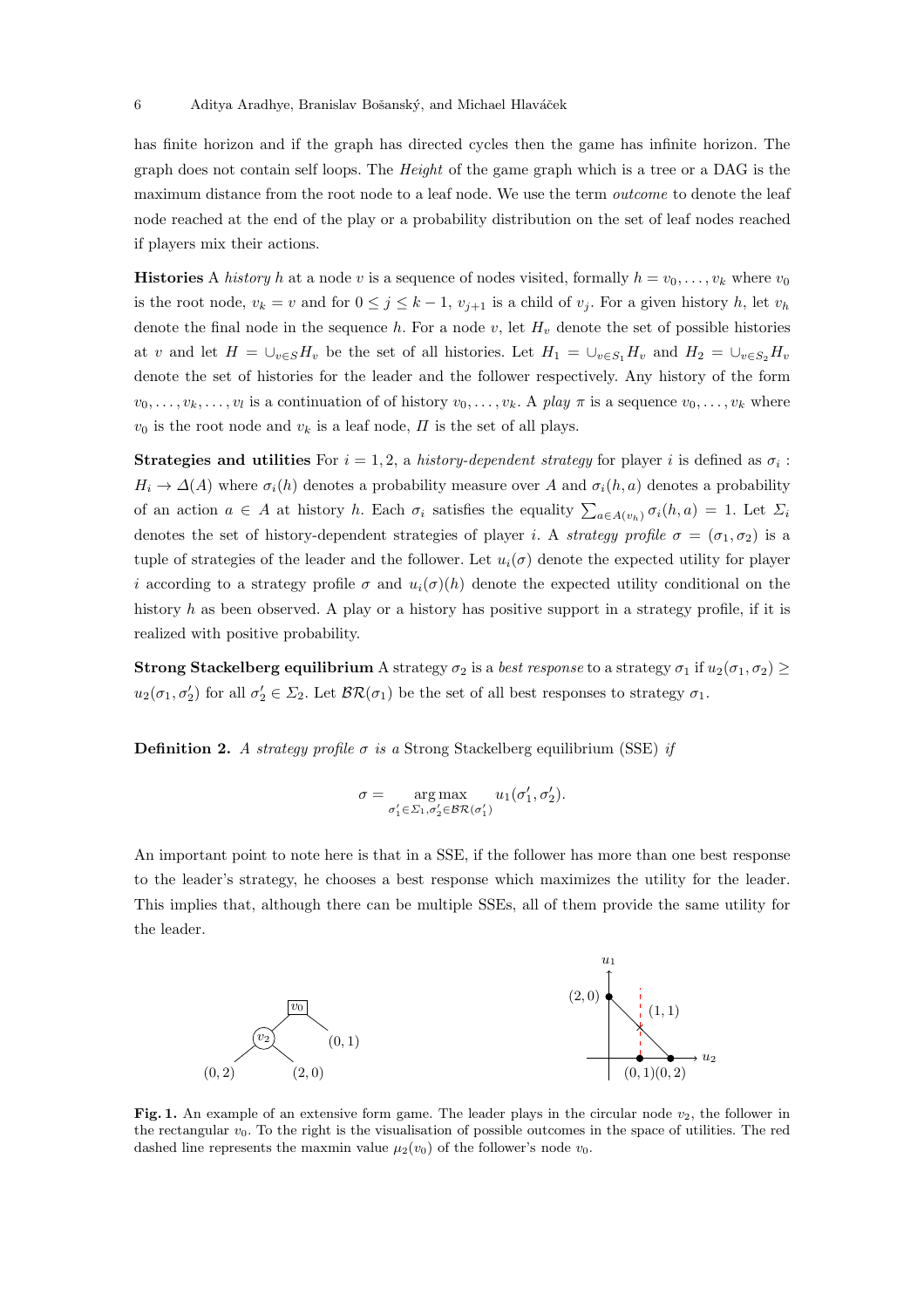has finite horizon and if the graph has directed cycles then the game has infinite horizon. The graph does not contain self loops. The *Height* of the game graph which is a tree or a DAG is the maximum distance from the root node to a leaf node. We use the term *outcome* to denote the leaf node reached at the end of the play or a probability distribution on the set of leaf nodes reached if players mix their actions.

**Histories** A *history* $h$ at a node $v$ is a sequence of nodes visited, formally $h = v_0, \dots, v_k$ where $v_0$ is the root node, $v_k = v$ and for $0 \leq j \leq k-1$, $v_{j+1}$ is a child of $v_j$. For a given history $h$, let $v_h$ denote the final node in the sequence $h$. For a node $v$, let $H_v$ denote the set of possible histories at $v$ and let $H = \cup_{v \in S} H_v$ be the set of all histories. Let $H_1 = \cup_{v \in S_1} H_v$ and $H_2 = \cup_{v \in S_2} H_v$ denote the set of histories for the leader and the follower respectively. Any history of the form $v_0, \dots, v_k, \dots, v_l$ is a continuation of of history $v_0, \dots, v_k$. A *play* $\pi$ is a sequence $v_0, \dots, v_k$ where $v_0$ is the root node and $v_k$ is a leaf node, $\Pi$ is the set of all plays.

**Strategies and utilities** For $i = 1, 2$, a *history-dependent strategy* for player $i$ is defined as $\sigma_i : H_i \to \Delta(A)$ where $\sigma_i(h)$ denotes a probability measure over $A$ and $\sigma_i(h, a)$ denotes a probability of an action $a \in A$ at history $h$. Each $\sigma_i$ satisfies the equality $\sum_{a \in A(v_h)} \sigma_i(h, a) = 1$. Let $\Sigma_i$ denotes the set of history-dependent strategies of player $i$. A *strategy profile* $\sigma = (\sigma_1, \sigma_2)$ is a tuple of strategies of the leader and the follower. Let $u_i(\sigma)$ denote the expected utility for player $i$ according to a strategy profile $\sigma$ and $u_i(\sigma)(h)$ denote the expected utility conditional on the history $h$ as been observed. A play or a history has positive support in a strategy profile, if it is realized with positive probability.

**Strong Stackelberg equilibrium** A strategy $\sigma_2$ is a *best response* to a strategy $\sigma_1$ if $u_2(\sigma_1, \sigma_2) \geq u_2(\sigma_1, \sigma_2')$ for all $\sigma_2' \in \Sigma_2$. Let $\mathcal{BR}(\sigma_1)$ be the set of all best responses to strategy $\sigma_1$.

**Definition 2.** *A strategy profile $\sigma$ is a* Strong Stackelberg equilibrium (SSE) *if*

$$\sigma = \underset{\sigma_1' \in \Sigma_1, \sigma_2' \in \mathcal{BR}(\sigma_1')}{\arg\max} \; u_1(\sigma_1', \sigma_2').$$

An important point to note here is that in a SSE, if the follower has more than one best response to the leader's strategy, he chooses a best response which maximizes the utility for the leader. This implies that, although there can be multiple SSEs, all of them provide the same utility for the leader.

**Fig. 1.** An example of an extensive form game. The leader plays in the circular node $v_2$, the follower in the rectangular $v_0$. To the right is the visualisation of possible outcomes in the space of utilities. The red dashed line represents the maxmin value $\mu_2(v_0)$ of the follower's node $v_0$.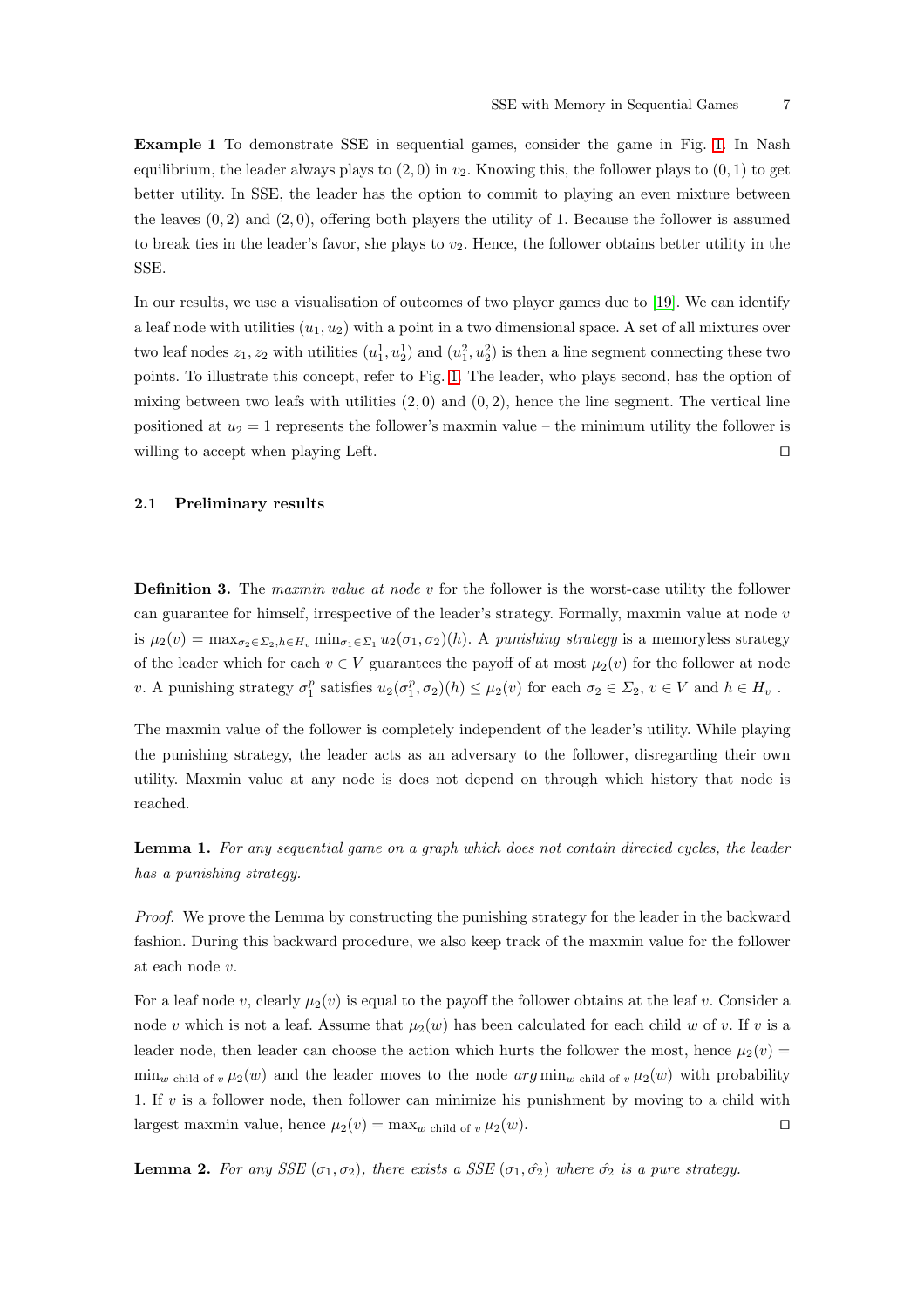**Example 1** To demonstrate SSE in sequential games, consider the game in Fig. 1. In Nash equilibrium, the leader always plays to $(2, 0)$ in $v_2$. Knowing this, the follower plays to $(0, 1)$ to get better utility. In SSE, the leader has the option to commit to playing an even mixture between the leaves $(0, 2)$ and $(2, 0)$, offering both players the utility of 1. Because the follower is assumed to break ties in the leader's favor, she plays to $v_2$. Hence, the follower obtains better utility in the SSE.

In our results, we use a visualisation of outcomes of two player games due to [19]. We can identify a leaf node with utilities $(u_1, u_2)$ with a point in a two dimensional space. A set of all mixtures over two leaf nodes $z_1, z_2$ with utilities $(u_1^1, u_2^1)$ and $(u_1^2, u_2^2)$ is then a line segment connecting these two points. To illustrate this concept, refer to Fig. 1. The leader, who plays second, has the option of mixing between two leafs with utilities $(2, 0)$ and $(0, 2)$, hence the line segment. The vertical line positioned at $u_2 = 1$ represents the follower's maxmin value – the minimum utility the follower is willing to accept when playing Left. ◻

### 2.1 Preliminary results

**Definition 3.** The *maxmin value at node* $v$ for the follower is the worst-case utility the follower can guarantee for himself, irrespective of the leader's strategy. Formally, maxmin value at node $v$ is $\mu_2(v) = \max_{\sigma_2 \in \Sigma_2, h \in H_v} \min_{\sigma_1 \in \Sigma_1} u_2(\sigma_1, \sigma_2)(h)$. A *punishing strategy* is a memoryless strategy of the leader which for each $v \in V$ guarantees the payoff of at most $\mu_2(v)$ for the follower at node $v$. A punishing strategy $\sigma_1^p$ satisfies $u_2(\sigma_1^p, \sigma_2)(h) \leq \mu_2(v)$ for each $\sigma_2 \in \Sigma_2$, $v \in V$ and $h \in H_v$ .

The maxmin value of the follower is completely independent of the leader's utility. While playing the punishing strategy, the leader acts as an adversary to the follower, disregarding their own utility. Maxmin value at any node is does not depend on through which history that node is reached.

**Lemma 1.** *For any sequential game on a graph which does not contain directed cycles, the leader has a punishing strategy.*

*Proof.* We prove the Lemma by constructing the punishing strategy for the leader in the backward fashion. During this backward procedure, we also keep track of the maxmin value for the follower at each node $v$.

For a leaf node $v$, clearly $\mu_2(v)$ is equal to the payoff the follower obtains at the leaf $v$. Consider a node $v$ which is not a leaf. Assume that $\mu_2(w)$ has been calculated for each child $w$ of $v$. If $v$ is a leader node, then leader can choose the action which hurts the follower the most, hence $\mu_2(v) = \min_{w \text{ child of } v} \mu_2(w)$ and the leader moves to the node $arg\min_{w \text{ child of } v} \mu_2(w)$ with probability 1. If $v$ is a follower node, then follower can minimize his punishment by moving to a child with largest maxmin value, hence $\mu_2(v) = \max_{w \text{ child of } v} \mu_2(w)$. ◻

**Lemma 2.** *For any SSE* $(\sigma_1, \sigma_2)$*, there exists a SSE* $(\sigma_1, \hat{\sigma_2})$ *where* $\hat{\sigma_2}$ *is a pure strategy.*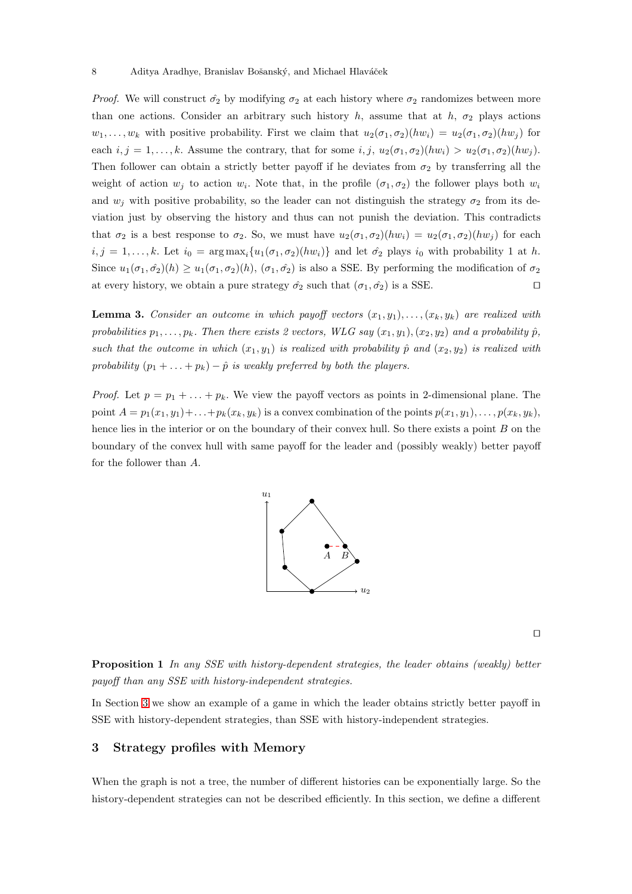*Proof.* We will construct $\hat{\sigma_2}$ by modifying $\sigma_2$ at each history where $\sigma_2$ randomizes between more than one actions. Consider an arbitrary such history $h$, assume that at $h$, $\sigma_2$ plays actions $w_1, \ldots, w_k$ with positive probability. First we claim that $u_2(\sigma_1, \sigma_2)(hw_i) = u_2(\sigma_1, \sigma_2)(hw_j)$ for each $i, j = 1, \ldots, k$. Assume the contrary, that for some $i, j$, $u_2(\sigma_1, \sigma_2)(hw_i) > u_2(\sigma_1, \sigma_2)(hw_j)$. Then follower can obtain a strictly better payoff if he deviates from $\sigma_2$ by transferring all the weight of action $w_j$ to action $w_i$. Note that, in the profile $(\sigma_1, \sigma_2)$ the follower plays both $w_i$ and $w_j$ with positive probability, so the leader can not distinguish the strategy $\sigma_2$ from its deviation just by observing the history and thus can not punish the deviation. This contradicts that $\sigma_2$ is a best response to $\sigma_2$. So, we must have $u_2(\sigma_1, \sigma_2)(hw_i) = u_2(\sigma_1, \sigma_2)(hw_j)$ for each $i, j = 1, \ldots, k$. Let $i_0 = \arg\max_i \{u_1(\sigma_1, \sigma_2)(hw_i)\}$ and let $\hat{\sigma_2}$ plays $i_0$ with probability 1 at $h$. Since $u_1(\sigma_1, \hat{\sigma_2})(h) \geq u_1(\sigma_1, \sigma_2)(h)$, $(\sigma_1, \hat{\sigma_2})$ is also a SSE. By performing the modification of $\sigma_2$ at every history, we obtain a pure strategy $\hat{\sigma_2}$ such that $(\sigma_1, \hat{\sigma_2})$ is a SSE. □

**Lemma 3.** *Consider an outcome in which payoff vectors $(x_1, y_1), \ldots, (x_k, y_k)$ are realized with probabilities $p_1, \ldots, p_k$. Then there exists 2 vectors, WLG say $(x_1, y_1), (x_2, y_2)$ and a probability $\hat{p}$, such that the outcome in which $(x_1, y_1)$ is realized with probability $\hat{p}$ and $(x_2, y_2)$ is realized with probability $(p_1 + \ldots + p_k) - \hat{p}$ is weakly preferred by both the players.*

*Proof.* Let $p = p_1 + \ldots + p_k$. We view the payoff vectors as points in 2-dimensional plane. The point $A = p_1(x_1, y_1) + \ldots + p_k(x_k, y_k)$ is a convex combination of the points $p(x_1, y_1), \ldots, p(x_k, y_k)$, hence lies in the interior or on the boundary of their convex hull. So there exists a point $B$ on the boundary of the convex hull with same payoff for the leader and (possibly weakly) better payoff for the follower than $A$.

□

**Proposition 1** *In any SSE with history-dependent strategies, the leader obtains (weakly) better payoff than any SSE with history-independent strategies.*

In Section 3 we show an example of a game in which the leader obtains strictly better payoff in SSE with history-dependent strategies, than SSE with history-independent strategies.

## 3 Strategy profiles with Memory

When the graph is not a tree, the number of different histories can be exponentially large. So the history-dependent strategies can not be described efficiently. In this section, we define a different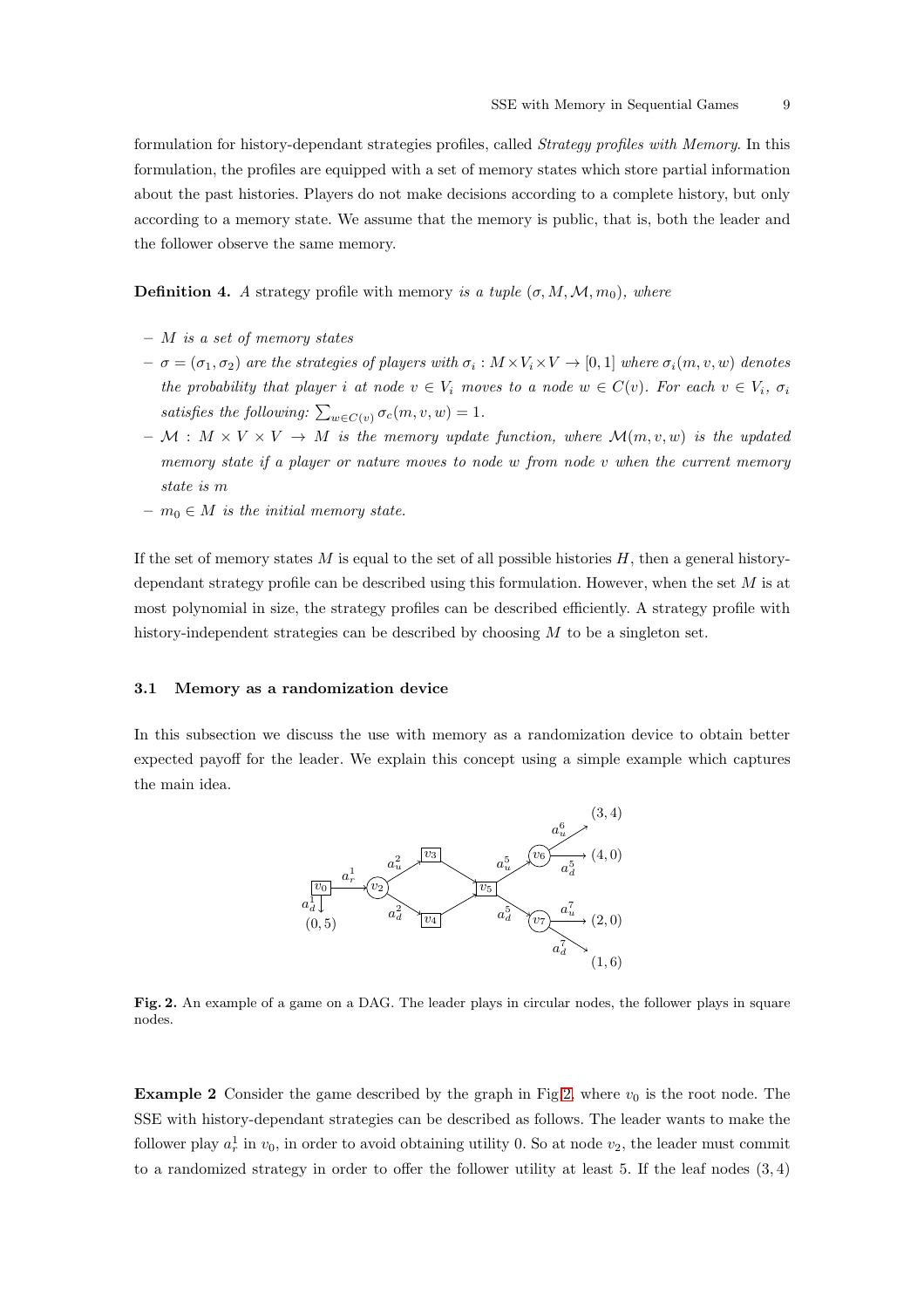formulation for history-dependant strategies profiles, called *Strategy profiles with Memory*. In this formulation, the profiles are equipped with a set of memory states which store partial information about the past histories. Players do not make decisions according to a complete history, but only according to a memory state. We assume that the memory is public, that is, both the leader and the follower observe the same memory.

**Definition 4.** *A* strategy profile with memory *is a tuple* $(\sigma, M, \mathcal{M}, m_0)$*, where*

- $M$ *is a set of memory states*
- $\sigma = (\sigma_1, \sigma_2)$ *are the strategies of players with* $\sigma_i : M \times V_i \times V \to [0,1]$ *where* $\sigma_i(m, v, w)$ *denotes the probability that player* $i$ *at node* $v \in V_i$ *moves to a node* $w \in C(v)$*. For each* $v \in V_i$*,* $\sigma_i$ *satisfies the following:* $\sum_{w \in C(v)} \sigma_c(m, v, w) = 1$*.*
- $\mathcal{M} : M \times V \times V \to M$ *is the memory update function, where* $\mathcal{M}(m, v, w)$ *is the updated memory state if a player or nature moves to node* $w$ *from node* $v$ *when the current memory state is* $m$
- $m_0 \in M$ *is the initial memory state.*

If the set of memory states $M$ is equal to the set of all possible histories $H$, then a general history-dependant strategy profile can be described using this formulation. However, when the set $M$ is at most polynomial in size, the strategy profiles can be described efficiently. A strategy profile with history-independent strategies can be described by choosing $M$ to be a singleton set.

### 3.1 Memory as a randomization device

In this subsection we discuss the use with memory as a randomization device to obtain better expected payoff for the leader. We explain this concept using a simple example which captures the main idea.

**Fig. 2.** An example of a game on a DAG. The leader plays in circular nodes, the follower plays in square nodes.

**Example 2** Consider the game described by the graph in Fig 2, where $v_0$ is the root node. The SSE with history-dependant strategies can be described as follows. The leader wants to make the follower play $a_r^1$ in $v_0$, in order to avoid obtaining utility 0. So at node $v_2$, the leader must commit to a randomized strategy in order to offer the follower utility at least 5. If the leaf nodes $(3,4)$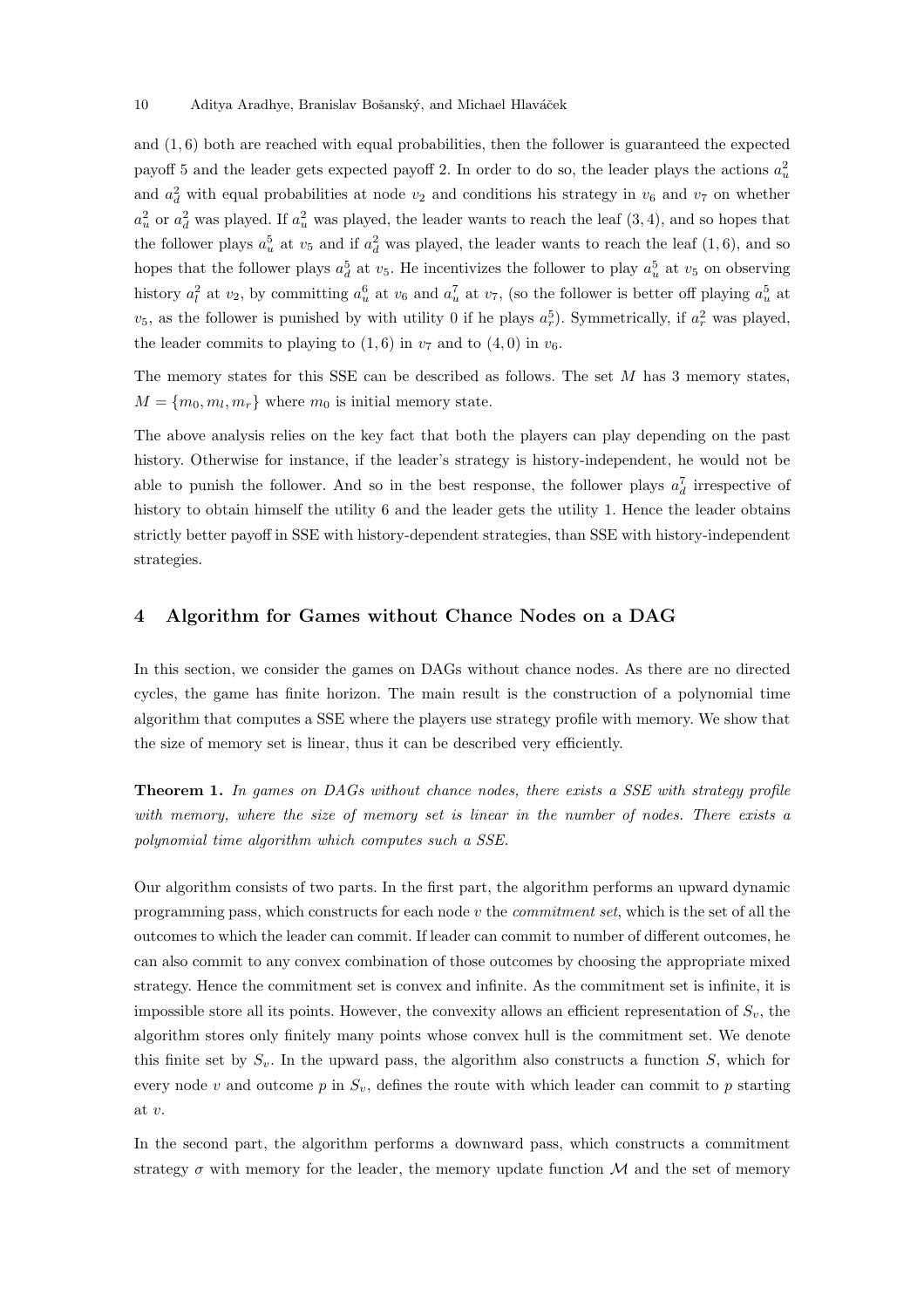and $(1, 6)$ both are reached with equal probabilities, then the follower is guaranteed the expected payoff 5 and the leader gets expected payoff 2. In order to do so, the leader plays the actions $a_u^2$ and $a_d^2$ with equal probabilities at node $v_2$ and conditions his strategy in $v_6$ and $v_7$ on whether $a_u^2$ or $a_d^2$ was played. If $a_u^2$ was played, the leader wants to reach the leaf $(3, 4)$, and so hopes that the follower plays $a_u^5$ at $v_5$ and if $a_d^2$ was played, the leader wants to reach the leaf $(1, 6)$, and so hopes that the follower plays $a_d^5$ at $v_5$. He incentivizes the follower to play $a_u^5$ at $v_5$ on observing history $a_l^2$ at $v_2$, by committing $a_u^6$ at $v_6$ and $a_u^7$ at $v_7$, (so the follower is better off playing $a_u^5$ at $v_5$, as the follower is punished by with utility 0 if he plays $a_r^5$). Symmetrically, if $a_r^2$ was played, the leader commits to playing to $(1, 6)$ in $v_7$ and to $(4, 0)$ in $v_6$.

The memory states for this SSE can be described as follows. The set $M$ has 3 memory states, $M = \{m_0, m_l, m_r\}$ where $m_0$ is initial memory state.

The above analysis relies on the key fact that both the players can play depending on the past history. Otherwise for instance, if the leader's strategy is history-independent, he would not be able to punish the follower. And so in the best response, the follower plays $a_d^7$ irrespective of history to obtain himself the utility 6 and the leader gets the utility 1. Hence the leader obtains strictly better payoff in SSE with history-dependent strategies, than SSE with history-independent strategies.

## 4 Algorithm for Games without Chance Nodes on a DAG

In this section, we consider the games on DAGs without chance nodes. As there are no directed cycles, the game has finite horizon. The main result is the construction of a polynomial time algorithm that computes a SSE where the players use strategy profile with memory. We show that the size of memory set is linear, thus it can be described very efficiently.

**Theorem 1.** *In games on DAGs without chance nodes, there exists a SSE with strategy profile with memory, where the size of memory set is linear in the number of nodes. There exists a polynomial time algorithm which computes such a SSE.*

Our algorithm consists of two parts. In the first part, the algorithm performs an upward dynamic programming pass, which constructs for each node $v$ the *commitment set*, which is the set of all the outcomes to which the leader can commit. If leader can commit to number of different outcomes, he can also commit to any convex combination of those outcomes by choosing the appropriate mixed strategy. Hence the commitment set is convex and infinite. As the commitment set is infinite, it is impossible store all its points. However, the convexity allows an efficient representation of $S_v$, the algorithm stores only finitely many points whose convex hull is the commitment set. We denote this finite set by $S_v$. In the upward pass, the algorithm also constructs a function $S$, which for every node $v$ and outcome $p$ in $S_v$, defines the route with which leader can commit to $p$ starting at $v$.

In the second part, the algorithm performs a downward pass, which constructs a commitment strategy $\sigma$ with memory for the leader, the memory update function $\mathcal{M}$ and the set of memory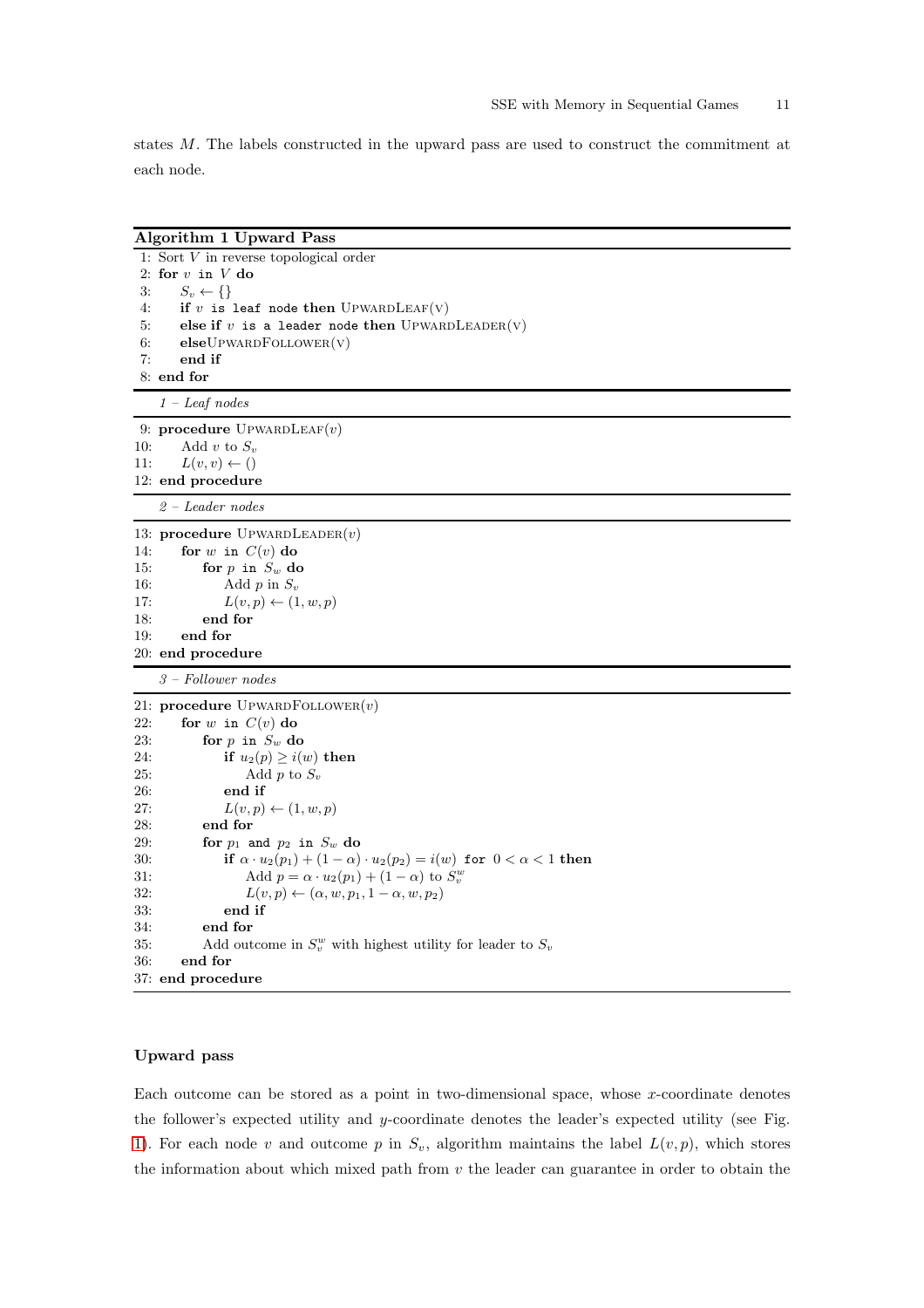states $M$. The labels constructed in the upward pass are used to construct the commitment at each node.

**Algorithm 1** Upward Pass

```
 1: Sort V in reverse topological order
 2: for v in V do
 3:     S_v ← {}
 4:     if v is leaf node then UpwardLeaf(v)
 5:     else if v is a leader node then UpwardLeader(v)
 6:     else UpwardFollower(v)
 7:     end if
 8: end for
```

*1 – Leaf nodes*

```
 9: procedure UpwardLeaf(v)
10:     Add v to S_v
11:     L(v, v) ← ()
12: end procedure
```

*2 – Leader nodes*

```
13: procedure UpwardLeader(v)
14:     for w in C(v) do
15:         for p in S_w do
16:             Add p in S_v
17:             L(v, p) ← (1, w, p)
18:         end for
19:     end for
20: end procedure
```

*3 – Follower nodes*

```
21: procedure UpwardFollower(v)
22:     for w in C(v) do
23:         for p in S_w do
24:             if u_2(p) ≥ i(w) then
25:                 Add p to S_v
26:             end if
27:             L(v, p) ← (1, w, p)
28:         end for
29:         for p_1 and p_2 in S_w do
30:             if α · u_2(p_1) + (1 − α) · u_2(p_2) = i(w) for 0 < α < 1 then
31:                 Add p = α · u_2(p_1) + (1 − α) to S_v^w
32:                 L(v, p) ← (α, w, p_1, 1 − α, w, p_2)
33:             end if
34:         end for
35:         Add outcome in S_v^w with highest utility for leader to S_v
36:     end for
37: end procedure
```

**Upward pass**

Each outcome can be stored as a point in two-dimensional space, whose $x$-coordinate denotes the follower's expected utility and $y$-coordinate denotes the leader's expected utility (see Fig. 1). For each node $v$ and outcome $p$ in $S_v$, algorithm maintains the label $L(v, p)$, which stores the information about which mixed path from $v$ the leader can guarantee in order to obtain the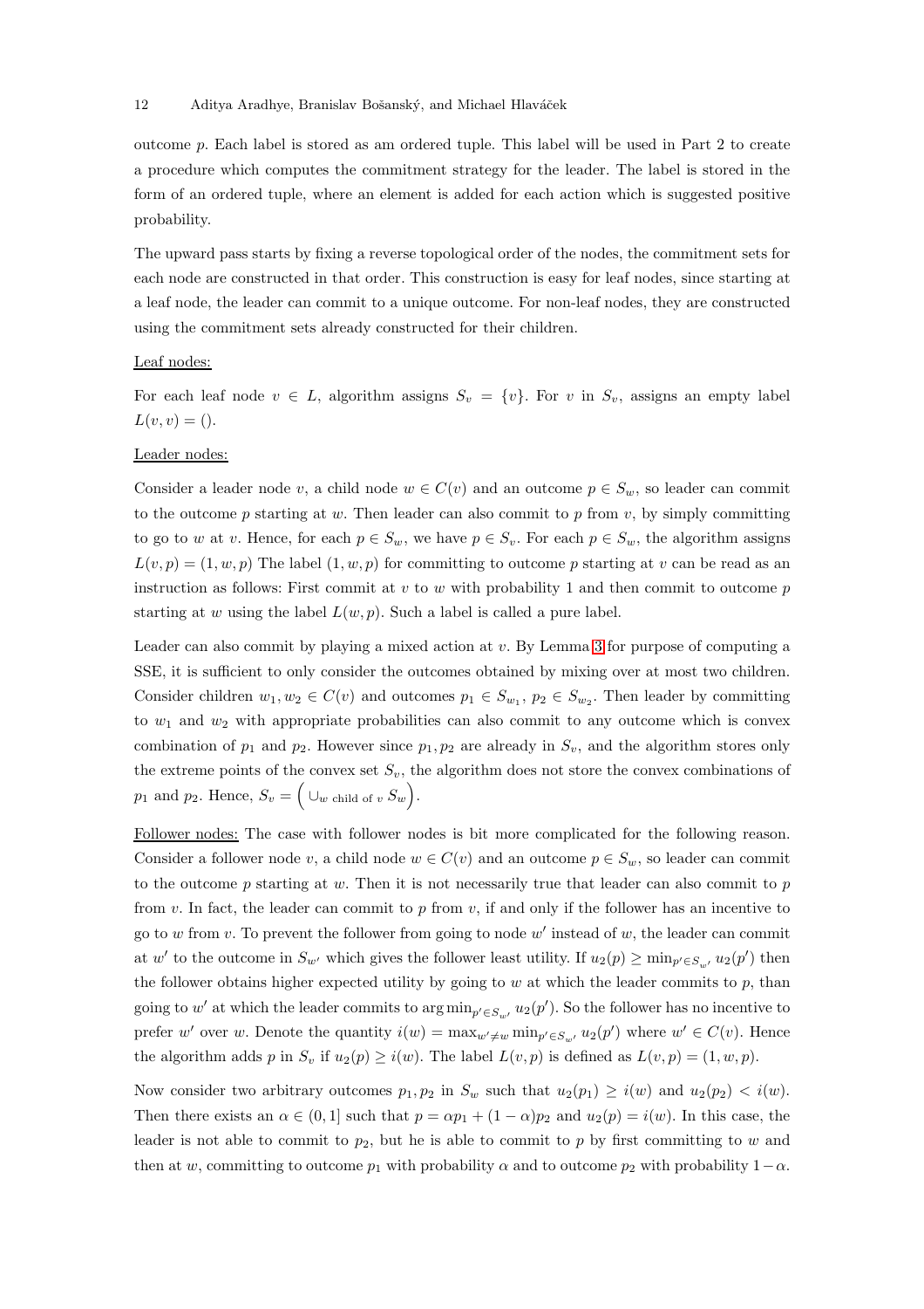outcome $p$. Each label is stored as am ordered tuple. This label will be used in Part 2 to create a procedure which computes the commitment strategy for the leader. The label is stored in the form of an ordered tuple, where an element is added for each action which is suggested positive probability.

The upward pass starts by fixing a reverse topological order of the nodes, the commitment sets for each node are constructed in that order. This construction is easy for leaf nodes, since starting at a leaf node, the leader can commit to a unique outcome. For non-leaf nodes, they are constructed using the commitment sets already constructed for their children.

Leaf nodes:

For each leaf node $v \in L$, algorithm assigns $S_v = \{v\}$. For $v$ in $S_v$, assigns an empty label $L(v, v) = ()$.

Leader nodes:

Consider a leader node $v$, a child node $w \in C(v)$ and an outcome $p \in S_w$, so leader can commit to the outcome $p$ starting at $w$. Then leader can also commit to $p$ from $v$, by simply committing to go to $w$ at $v$. Hence, for each $p \in S_w$, we have $p \in S_v$. For each $p \in S_w$, the algorithm assigns $L(v, p) = (1, w, p)$ The label $(1, w, p)$ for committing to outcome $p$ starting at $v$ can be read as an instruction as follows: First commit at $v$ to $w$ with probability 1 and then commit to outcome $p$ starting at $w$ using the label $L(w, p)$. Such a label is called a pure label.

Leader can also commit by playing a mixed action at $v$. By Lemma 3 for purpose of computing a SSE, it is sufficient to only consider the outcomes obtained by mixing over at most two children. Consider children $w_1, w_2 \in C(v)$ and outcomes $p_1 \in S_{w_1}$, $p_2 \in S_{w_2}$. Then leader by committing to $w_1$ and $w_2$ with appropriate probabilities can also commit to any outcome which is convex combination of $p_1$ and $p_2$. However since $p_1, p_2$ are already in $S_v$, and the algorithm stores only the extreme points of the convex set $S_v$, the algorithm does not store the convex combinations of $p_1$ and $p_2$. Hence, $S_v = \Big( \cup_{w \text{ child of } v} S_w \Big)$.

Follower nodes: The case with follower nodes is bit more complicated for the following reason. Consider a follower node $v$, a child node $w \in C(v)$ and an outcome $p \in S_w$, so leader can commit to the outcome $p$ starting at $w$. Then it is not necessarily true that leader can also commit to $p$ from $v$. In fact, the leader can commit to $p$ from $v$, if and only if the follower has an incentive to go to $w$ from $v$. To prevent the follower from going to node $w'$ instead of $w$, the leader can commit at $w'$ to the outcome in $S_{w'}$ which gives the follower least utility. If $u_2(p) \geq \min_{p' \in S_{w'}} u_2(p')$ then the follower obtains higher expected utility by going to $w$ at which the leader commits to $p$, than going to $w'$ at which the leader commits to $\arg\min_{p' \in S_{w'}} u_2(p')$. So the follower has no incentive to prefer $w'$ over $w$. Denote the quantity $i(w) = \max_{w' \neq w} \min_{p' \in S_{w'}} u_2(p')$ where $w' \in C(v)$. Hence the algorithm adds $p$ in $S_v$ if $u_2(p) \geq i(w)$. The label $L(v, p)$ is defined as $L(v, p) = (1, w, p)$.

Now consider two arbitrary outcomes $p_1, p_2$ in $S_w$ such that $u_2(p_1) \geq i(w)$ and $u_2(p_2) < i(w)$. Then there exists an $\alpha \in (0, 1]$ such that $p = \alpha p_1 + (1 - \alpha) p_2$ and $u_2(p) = i(w)$. In this case, the leader is not able to commit to $p_2$, but he is able to commit to $p$ by first committing to $w$ and then at $w$, committing to outcome $p_1$ with probability $\alpha$ and to outcome $p_2$ with probability $1 - \alpha$.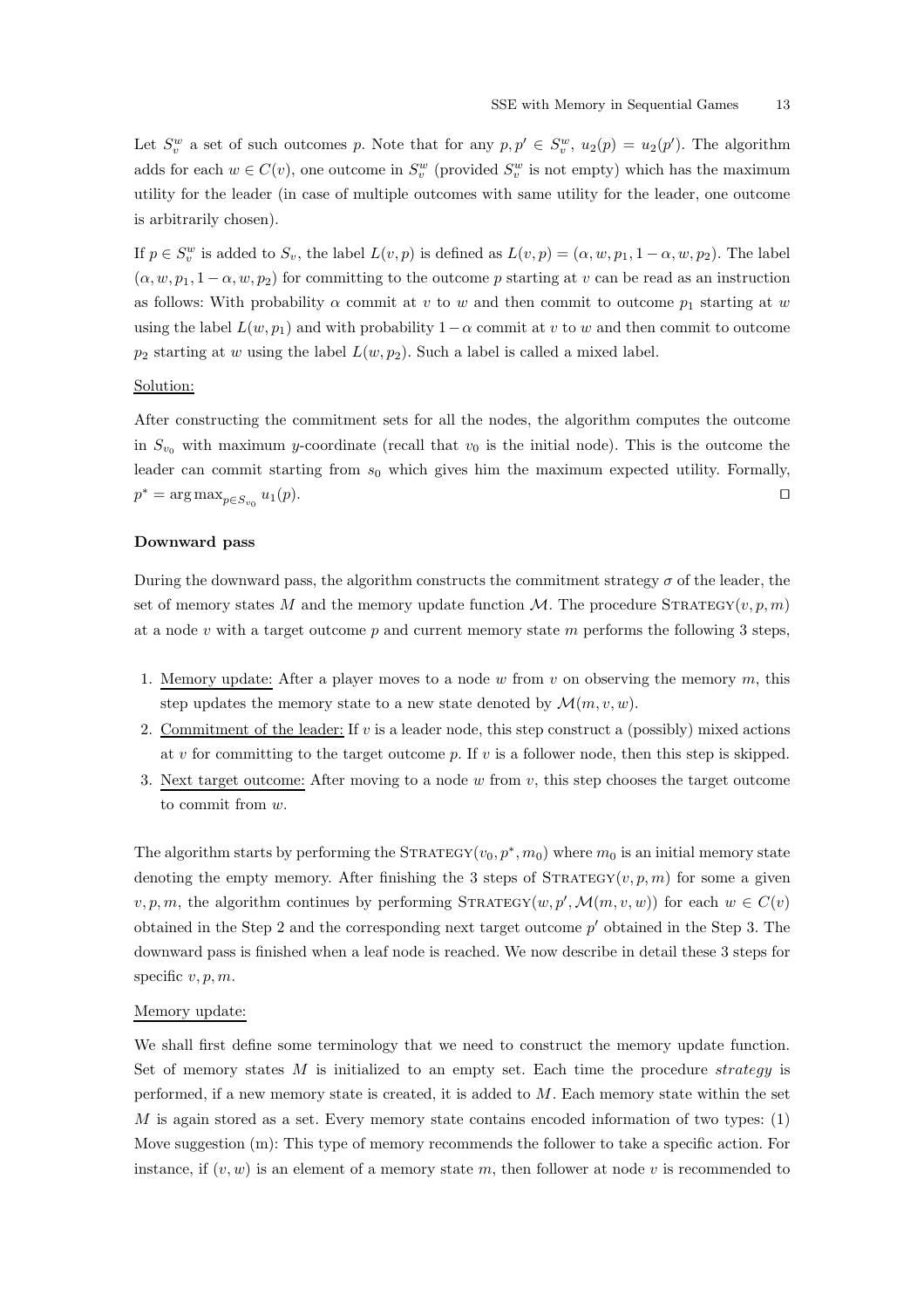Let $S_v^w$ a set of such outcomes $p$. Note that for any $p, p' \in S_v^w$, $u_2(p) = u_2(p')$. The algorithm adds for each $w \in C(v)$, one outcome in $S_v^w$ (provided $S_v^w$ is not empty) which has the maximum utility for the leader (in case of multiple outcomes with same utility for the leader, one outcome is arbitrarily chosen).

If $p \in S_v^w$ is added to $S_v$, the label $L(v, p)$ is defined as $L(v, p) = (\alpha, w, p_1, 1 - \alpha, w, p_2)$. The label $(\alpha, w, p_1, 1 - \alpha, w, p_2)$ for committing to the outcome $p$ starting at $v$ can be read as an instruction as follows: With probability $\alpha$ commit at $v$ to $w$ and then commit to outcome $p_1$ starting at $w$ using the label $L(w, p_1)$ and with probability $1 - \alpha$ commit at $v$ to $w$ and then commit to outcome $p_2$ starting at $w$ using the label $L(w, p_2)$. Such a label is called a mixed label.

Solution:

After constructing the commitment sets for all the nodes, the algorithm computes the outcome in $S_{v_0}$ with maximum $y$-coordinate (recall that $v_0$ is the initial node). This is the outcome the leader can commit starting from $s_0$ which gives him the maximum expected utility. Formally, $p^* = \arg\max_{p \in S_{v_0}} u_1(p)$. □

**Downward pass**

During the downward pass, the algorithm constructs the commitment strategy $\sigma$ of the leader, the set of memory states $M$ and the memory update function $\mathcal{M}$. The procedure $\textsc{Strategy}(v, p, m)$ at a node $v$ with a target outcome $p$ and current memory state $m$ performs the following 3 steps,

1. Memory update: After a player moves to a node $w$ from $v$ on observing the memory $m$, this step updates the memory state to a new state denoted by $\mathcal{M}(m, v, w)$.
2. Commitment of the leader: If $v$ is a leader node, this step construct a (possibly) mixed actions at $v$ for committing to the target outcome $p$. If $v$ is a follower node, then this step is skipped.
3. Next target outcome: After moving to a node $w$ from $v$, this step chooses the target outcome to commit from $w$.

The algorithm starts by performing the $\textsc{Strategy}(v_0, p^*, m_0)$ where $m_0$ is an initial memory state denoting the empty memory. After finishing the 3 steps of $\textsc{Strategy}(v, p, m)$ for some a given $v, p, m$, the algorithm continues by performing $\textsc{Strategy}(w, p', \mathcal{M}(m, v, w))$ for each $w \in C(v)$ obtained in the Step 2 and the corresponding next target outcome $p'$ obtained in the Step 3. The downward pass is finished when a leaf node is reached. We now describe in detail these 3 steps for specific $v, p, m$.

Memory update:

We shall first define some terminology that we need to construct the memory update function. Set of memory states $M$ is initialized to an empty set. Each time the procedure *strategy* is performed, if a new memory state is created, it is added to $M$. Each memory state within the set $M$ is again stored as a set. Every memory state contains encoded information of two types: (1) Move suggestion (m): This type of memory recommends the follower to take a specific action. For instance, if $(v, w)$ is an element of a memory state $m$, then follower at node $v$ is recommended to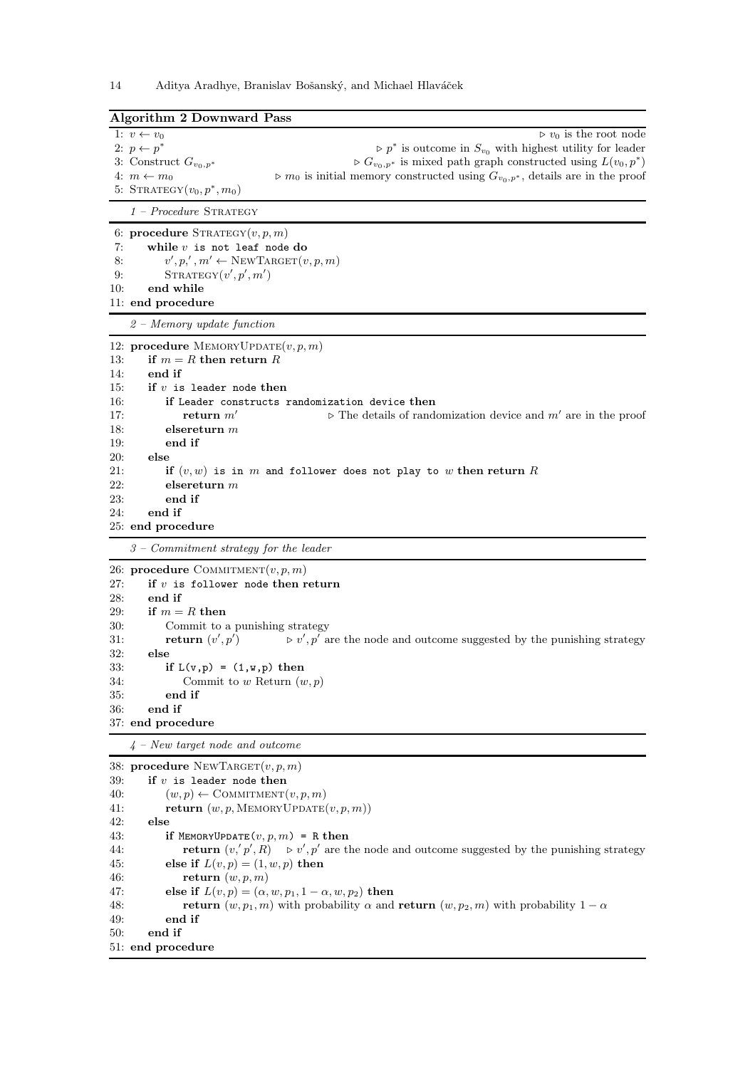**Algorithm 2** Downward Pass

```
1: v ← v_0                                          ▷ v_0 is the root node
2: p ← p*                         ▷ p* is outcome in S_{v_0} with highest utility for leader
3: Construct G_{v_0,p*}       ▷ G_{v_0,p*} is mixed path graph constructed using L(v_0, p*)
4: m ← m_0         ▷ m_0 is initial memory constructed using G_{v_0,p*}, details are in the proof
5: STRATEGY(v_0, p*, m_0)
```

*1 – Procedure* STRATEGY

```
6: procedure STRATEGY(v, p, m)
7:     while v is not leaf node do
8:         v', p,' , m' ← NEWTARGET(v, p, m)
9:         STRATEGY(v', p', m')
10:    end while
11: end procedure
```

*2 – Memory update function*

```
12: procedure MEMORYUPDATE(v, p, m)
13:     if m = R then return R
14:     end if
15:     if v is leader node then
16:         if Leader constructs randomization device then
17:             return m'           ▷ The details of randomization device and m' are in the proof
18:         elsereturn m
19:         end if
20:     else
21:         if (v, w) is in m and follower does not play to w then return R
22:         elsereturn m
23:         end if
24:     end if
25: end procedure
```

*3 – Commitment strategy for the leader*

```
26: procedure COMMITMENT(v, p, m)
27:     if v is follower node then return
28:     end if
29:     if m = R then
30:         Commit to a punishing strategy
31:         return (v', p')      ▷ v', p' are the node and outcome suggested by the punishing strategy
32:     else
33:         if L(v,p) = (1,w,p) then
34:             Commit to w Return (w, p)
35:         end if
36:     end if
37: end procedure
```

*4 – New target node and outcome*

```
38: procedure NEWTARGET(v, p, m)
39:     if v is leader node then
40:         (w, p) ← COMMITMENT(v, p, m)
41:         return (w, p, MEMORYUPDATE(v, p, m))
42:     else
43:         if MEMORYUPDATE(v, p, m) = R then
44:             return (v,' p', R)   ▷ v', p' are the node and outcome suggested by the punishing strategy
45:         else if L(v, p) = (1, w, p) then
46:             return (w, p, m)
47:         else if L(v, p) = (α, w, p_1, 1 − α, w, p_2) then
48:             return (w, p_1, m) with probability α and return (w, p_2, m) with probability 1 − α
49:         end if
50:     end if
51: end procedure
```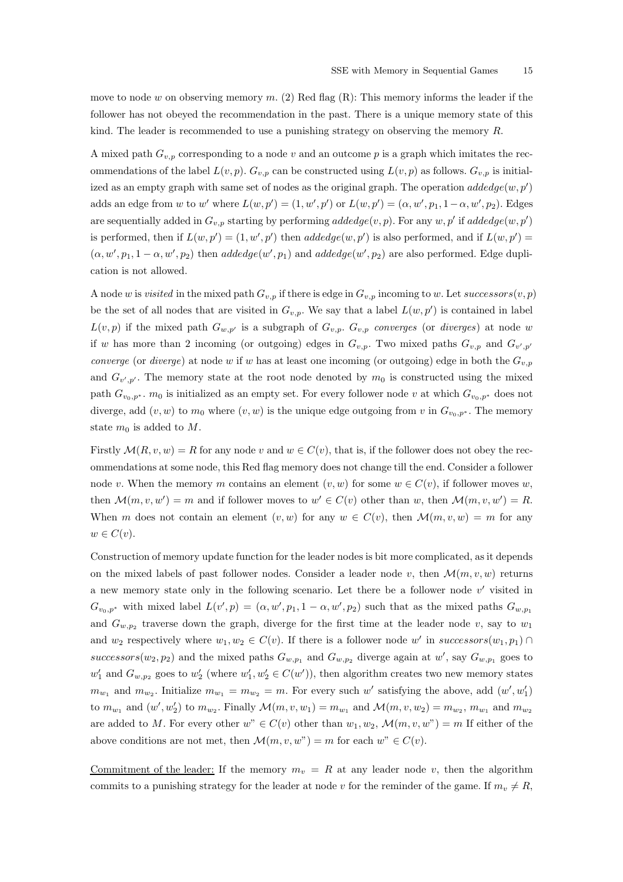move to node $w$ on observing memory $m$. (2) Red flag (R): This memory informs the leader if the follower has not obeyed the recommendation in the past. There is a unique memory state of this kind. The leader is recommended to use a punishing strategy on observing the memory $R$.

A mixed path $G_{v,p}$ corresponding to a node $v$ and an outcome $p$ is a graph which imitates the recommendations of the label $L(v,p)$. $G_{v,p}$ can be constructed using $L(v,p)$ as follows. $G_{v,p}$ is initialized as an empty graph with same set of nodes as the original graph. The operation $addedge(w,p')$ adds an edge from $w$ to $w'$ where $L(w,p') = (1, w', p')$ or $L(w,p') = (\alpha, w', p_1, 1-\alpha, w', p_2)$. Edges are sequentially added in $G_{v,p}$ starting by performing $addedge(v,p)$. For any $w, p'$ if $addedge(w,p')$ is performed, then if $L(w,p') = (1, w', p')$ then $addedge(w,p')$ is also performed, and if $L(w,p') = (\alpha, w', p_1, 1-\alpha, w', p_2)$ then $addedge(w', p_1)$ and $addedge(w', p_2)$ are also performed. Edge duplication is not allowed.

A node $w$ is *visited* in the mixed path $G_{v,p}$ if there is edge in $G_{v,p}$ incoming to $w$. Let $successors(v,p)$ be the set of all nodes that are visited in $G_{v,p}$. We say that a label $L(w,p')$ is contained in label $L(v,p)$ if the mixed path $G_{w,p'}$ is a subgraph of $G_{v,p}$. $G_{v,p}$ *converges* (or *diverges*) at node $w$ if $w$ has more than 2 incoming (or outgoing) edges in $G_{v,p}$. Two mixed paths $G_{v,p}$ and $G_{v',p'}$ *converge* (or *diverge*) at node $w$ if $w$ has at least one incoming (or outgoing) edge in both the $G_{v,p}$ and $G_{v',p'}$. The memory state at the root node denoted by $m_0$ is constructed using the mixed path $G_{v_0,p^*}$. $m_0$ is initialized as an empty set. For every follower node $v$ at which $G_{v_0,p^*}$ does not diverge, add $(v,w)$ to $m_0$ where $(v,w)$ is the unique edge outgoing from $v$ in $G_{v_0,p^*}$. The memory state $m_0$ is added to $M$.

Firstly $\mathcal{M}(R, v, w) = R$ for any node $v$ and $w \in C(v)$, that is, if the follower does not obey the recommendations at some node, this Red flag memory does not change till the end. Consider a follower node $v$. When the memory $m$ contains an element $(v,w)$ for some $w \in C(v)$, if follower moves $w$, then $\mathcal{M}(m, v, w') = m$ and if follower moves to $w' \in C(v)$ other than $w$, then $\mathcal{M}(m, v, w') = R$. When $m$ does not contain an element $(v,w)$ for any $w \in C(v)$, then $\mathcal{M}(m, v, w) = m$ for any $w \in C(v)$.

Construction of memory update function for the leader nodes is bit more complicated, as it depends on the mixed labels of past follower nodes. Consider a leader node $v$, then $\mathcal{M}(m, v, w)$ returns a new memory state only in the following scenario. Let there be a follower node $v'$ visited in $G_{v_0,p^*}$ with mixed label $L(v', p) = (\alpha, w', p_1, 1-\alpha, w', p_2)$ such that as the mixed paths $G_{w,p_1}$ and $G_{w,p_2}$ traverse down the graph, diverge for the first time at the leader node $v$, say to $w_1$ and $w_2$ respectively where $w_1, w_2 \in C(v)$. If there is a follower node $w'$ in $successors(w_1, p_1) \cap successors(w_2, p_2)$ and the mixed paths $G_{w,p_1}$ and $G_{w,p_2}$ diverge again at $w'$, say $G_{w,p_1}$ goes to $w'_1$ and $G_{w,p_2}$ goes to $w'_2$ (where $w'_1, w'_2 \in C(w')$), then algorithm creates two new memory states $m_{w_1}$ and $m_{w_2}$. Initialize $m_{w_1} = m_{w_2} = m$. For every such $w'$ satisfying the above, add $(w', w'_1)$ to $m_{w_1}$ and $(w', w'_2)$ to $m_{w_2}$. Finally $\mathcal{M}(m, v, w_1) = m_{w_1}$ and $\mathcal{M}(m, v, w_2) = m_{w_2}$, $m_{w_1}$ and $m_{w_2}$ are added to $M$. For every other $w" \in C(v)$ other than $w_1, w_2$, $\mathcal{M}(m, v, w") = m$ If either of the above conditions are not met, then $\mathcal{M}(m, v, w") = m$ for each $w" \in C(v)$.

Commitment of the leader: If the memory $m_v = R$ at any leader node $v$, then the algorithm commits to a punishing strategy for the leader at node $v$ for the reminder of the game. If $m_v \neq R$,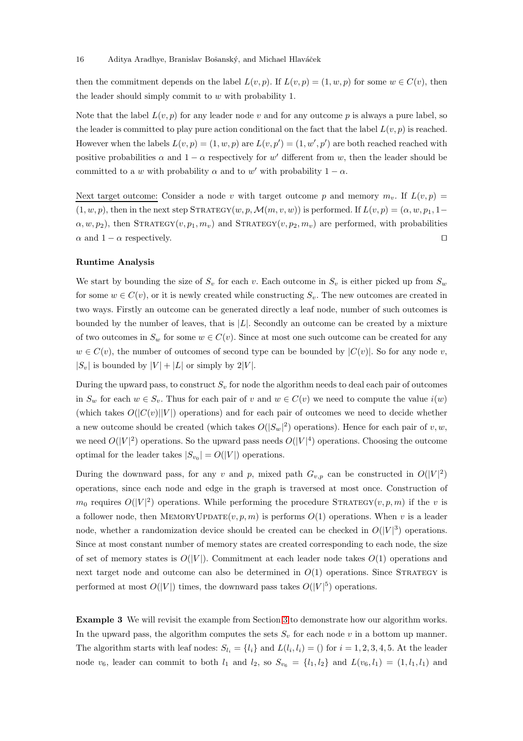then the commitment depends on the label $L(v,p)$. If $L(v,p) = (1, w, p)$ for some $w \in C(v)$, then the leader should simply commit to $w$ with probability 1.

Note that the label $L(v,p)$ for any leader node $v$ and for any outcome $p$ is always a pure label, so the leader is committed to play pure action conditional on the fact that the label $L(v,p)$ is reached. However when the labels $L(v,p) = (1, w, p)$ are $L(v,p') = (1, w', p')$ are both reached reached with positive probabilities $\alpha$ and $1-\alpha$ respectively for $w'$ different from $w$, then the leader should be committed to a $w$ with probability $\alpha$ and to $w'$ with probability $1-\alpha$.

Next target outcome: Consider a node $v$ with target outcome $p$ and memory $m_v$. If $L(v,p) = (1, w, p)$, then in the next step $\textsc{Strategy}(w, p, \mathcal{M}(m, v, w))$ is performed. If $L(v,p) = (\alpha, w, p_1, 1-\alpha, w, p_2)$, then $\textsc{Strategy}(v, p_1, m_v)$ and $\textsc{Strategy}(v, p_2, m_v)$ are performed, with probabilities $\alpha$ and $1-\alpha$ respectively. $\square$

**Runtime Analysis**

We start by bounding the size of $S_v$ for each $v$. Each outcome in $S_v$ is either picked up from $S_w$ for some $w \in C(v)$, or it is newly created while constructing $S_v$. The new outcomes are created in two ways. Firstly an outcome can be generated directly a leaf node, number of such outcomes is bounded by the number of leaves, that is $|L|$. Secondly an outcome can be created by a mixture of two outcomes in $S_w$ for some $w \in C(v)$. Since at most one such outcome can be created for any $w \in C(v)$, the number of outcomes of second type can be bounded by $|C(v)|$. So for any node $v$, $|S_v|$ is bounded by $|V| + |L|$ or simply by $2|V|$.

During the upward pass, to construct $S_v$ for node the algorithm needs to deal each pair of outcomes in $S_w$ for each $w \in S_v$. Thus for each pair of $v$ and $w \in C(v)$ we need to compute the value $i(w)$ (which takes $O(|C(v)||V|)$ operations) and for each pair of outcomes we need to decide whether a new outcome should be created (which takes $O(|S_w|^2)$ operations). Hence for each pair of $v, w$, we need $O(|V|^2)$ operations. So the upward pass needs $O(|V|^4)$ operations. Choosing the outcome optimal for the leader takes $|S_{v_0}| = O(|V|)$ operations.

During the downward pass, for any $v$ and $p$, mixed path $G_{v,p}$ can be constructed in $O(|V|^2)$ operations, since each node and edge in the graph is traversed at most once. Construction of $m_0$ requires $O(|V|^2)$ operations. While performing the procedure $\textsc{Strategy}(v, p, m)$ if the $v$ is a follower node, then $\textsc{MemoryUpdate}(v, p, m)$ is performs $O(1)$ operations. When $v$ is a leader node, whether a randomization device should be created can be checked in $O(|V|^3)$ operations. Since at most constant number of memory states are created corresponding to each node, the size of set of memory states is $O(|V|)$. Commitment at each leader node takes $O(1)$ operations and next target node and outcome can also be determined in $O(1)$ operations. Since $\textsc{Strategy}$ is performed at most $O(|V|)$ times, the downward pass takes $O(|V|^5)$ operations.

**Example 3** We will revisit the example from Section 3 to demonstrate how our algorithm works. In the upward pass, the algorithm computes the sets $S_v$ for each node $v$ in a bottom up manner. The algorithm starts with leaf nodes: $S_{l_i} = \{l_i\}$ and $L(l_i, l_i) = ()$ for $i = 1, 2, 3, 4, 5$. At the leader node $v_6$, leader can commit to both $l_1$ and $l_2$, so $S_{v_6} = \{l_1, l_2\}$ and $L(v_6, l_1) = (1, l_1, l_1)$ and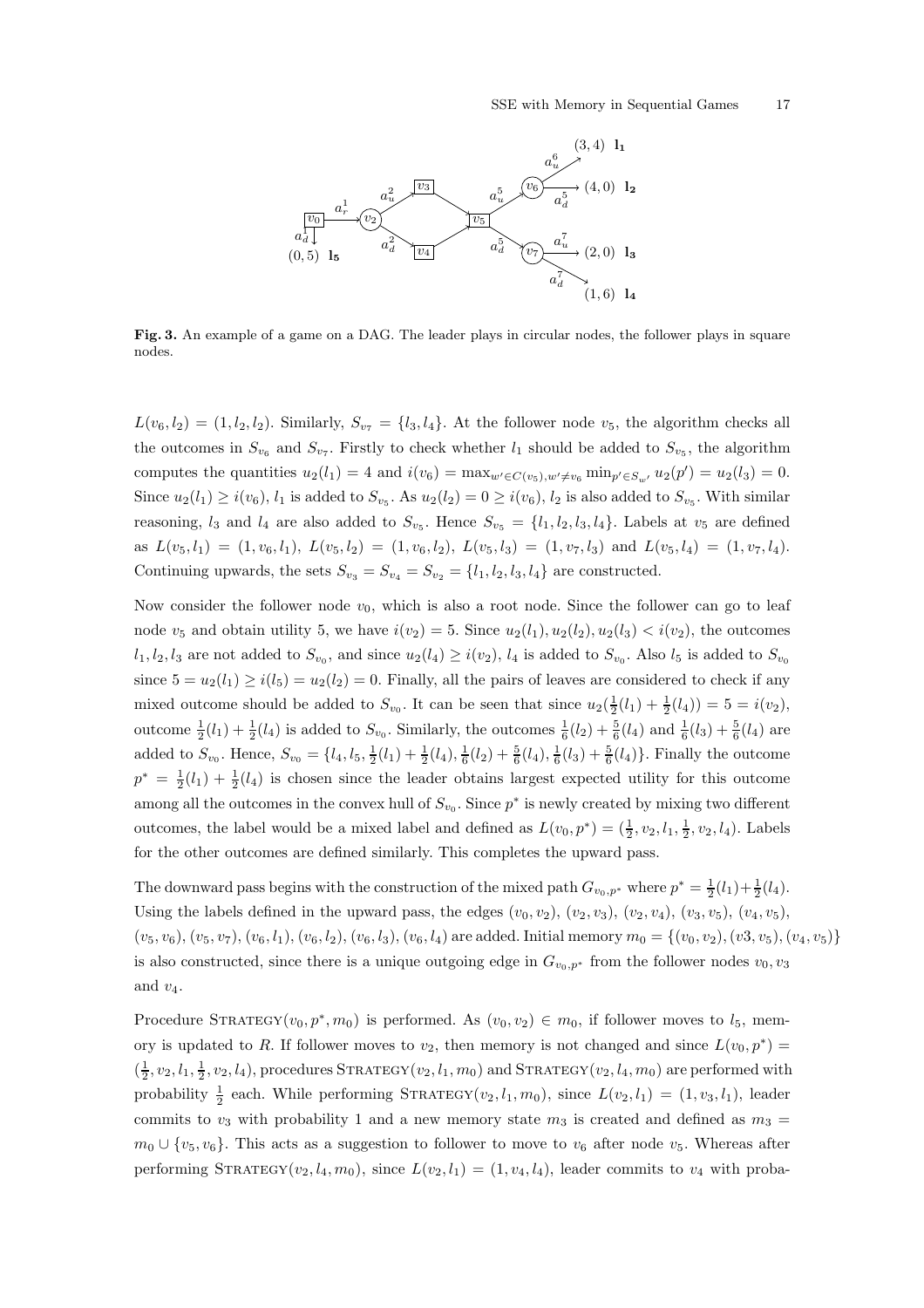**Fig. 3.** An example of a game on a DAG. The leader plays in circular nodes, the follower plays in square nodes.

$L(v_6, l_2) = (1, l_2, l_2)$. Similarly, $S_{v_7} = \{l_3, l_4\}$. At the follower node $v_5$, the algorithm checks all the outcomes in $S_{v_6}$ and $S_{v_7}$. Firstly to check whether $l_1$ should be added to $S_{v_5}$, the algorithm computes the quantities $u_2(l_1) = 4$ and $i(v_6) = \max_{w' \in C(v_5), w' \neq v_6} \min_{p' \in S_{w'}} u_2(p') = u_2(l_3) = 0$. Since $u_2(l_1) \geq i(v_6)$, $l_1$ is added to $S_{v_5}$. As $u_2(l_2) = 0 \geq i(v_6)$, $l_2$ is also added to $S_{v_5}$. With similar reasoning, $l_3$ and $l_4$ are also added to $S_{v_5}$. Hence $S_{v_5} = \{l_1, l_2, l_3, l_4\}$. Labels at $v_5$ are defined as $L(v_5, l_1) = (1, v_6, l_1)$, $L(v_5, l_2) = (1, v_6, l_2)$, $L(v_5, l_3) = (1, v_7, l_3)$ and $L(v_5, l_4) = (1, v_7, l_4)$. Continuing upwards, the sets $S_{v_3} = S_{v_4} = S_{v_2} = \{l_1, l_2, l_3, l_4\}$ are constructed.

Now consider the follower node $v_0$, which is also a root node. Since the follower can go to leaf node $v_5$ and obtain utility 5, we have $i(v_2) = 5$. Since $u_2(l_1), u_2(l_2), u_2(l_3) < i(v_2)$, the outcomes $l_1, l_2, l_3$ are not added to $S_{v_0}$, and since $u_2(l_4) \geq i(v_2)$, $l_4$ is added to $S_{v_0}$. Also $l_5$ is added to $S_{v_0}$ since $5 = u_2(l_1) \geq i(l_5) = u_2(l_2) = 0$. Finally, all the pairs of leaves are considered to check if any mixed outcome should be added to $S_{v_0}$. It can be seen that since $u_2(\frac{1}{2}(l_1) + \frac{1}{2}(l_4)) = 5 = i(v_2)$, outcome $\frac{1}{2}(l_1) + \frac{1}{2}(l_4)$ is added to $S_{v_0}$. Similarly, the outcomes $\frac{1}{6}(l_2) + \frac{5}{6}(l_4)$ and $\frac{1}{6}(l_3) + \frac{5}{6}(l_4)$ are added to $S_{v_0}$. Hence, $S_{v_0} = \{l_4, l_5, \frac{1}{2}(l_1) + \frac{1}{2}(l_4), \frac{1}{6}(l_2) + \frac{5}{6}(l_4), \frac{1}{6}(l_3) + \frac{5}{6}(l_4)\}$. Finally the outcome $p^* = \frac{1}{2}(l_1) + \frac{1}{2}(l_4)$ is chosen since the leader obtains largest expected utility for this outcome among all the outcomes in the convex hull of $S_{v_0}$. Since $p^*$ is newly created by mixing two different outcomes, the label would be a mixed label and defined as $L(v_0, p^*) = (\frac{1}{2}, v_2, l_1, \frac{1}{2}, v_2, l_4)$. Labels for the other outcomes are defined similarly. This completes the upward pass.

The downward pass begins with the construction of the mixed path $G_{v_0,p^*}$ where $p^* = \frac{1}{2}(l_1) + \frac{1}{2}(l_4)$. Using the labels defined in the upward pass, the edges $(v_0, v_2)$, $(v_2, v_3)$, $(v_2, v_4)$, $(v_3, v_5)$, $(v_4, v_5)$, $(v_5, v_6)$, $(v_5, v_7)$, $(v_6, l_1)$, $(v_6, l_2)$, $(v_6, l_3)$, $(v_6, l_4)$ are added. Initial memory $m_0 = \{(v_0, v_2), (v3, v_5), (v_4, v_5)\}$ is also constructed, since there is a unique outgoing edge in $G_{v_0,p^*}$ from the follower nodes $v_0, v_3$ and $v_4$.

Procedure $\text{STRATEGY}(v_0, p^*, m_0)$ is performed. As $(v_0, v_2) \in m_0$, if follower moves to $l_5$, memory is updated to $R$. If follower moves to $v_2$, then memory is not changed and since $L(v_0, p^*) = (\frac{1}{2}, v_2, l_1, \frac{1}{2}, v_2, l_4)$, procedures $\text{STRATEGY}(v_2, l_1, m_0)$ and $\text{STRATEGY}(v_2, l_4, m_0)$ are performed with probability $\frac{1}{2}$ each. While performing $\text{STRATEGY}(v_2, l_1, m_0)$, since $L(v_2, l_1) = (1, v_3, l_1)$, leader commits to $v_3$ with probability 1 and a new memory state $m_3$ is created and defined as $m_3 = m_0 \cup \{v_5, v_6\}$. This acts as a suggestion to follower to move to $v_6$ after node $v_5$. Whereas after performing $\text{STRATEGY}(v_2, l_4, m_0)$, since $L(v_2, l_1) = (1, v_4, l_4)$, leader commits to $v_4$ with proba-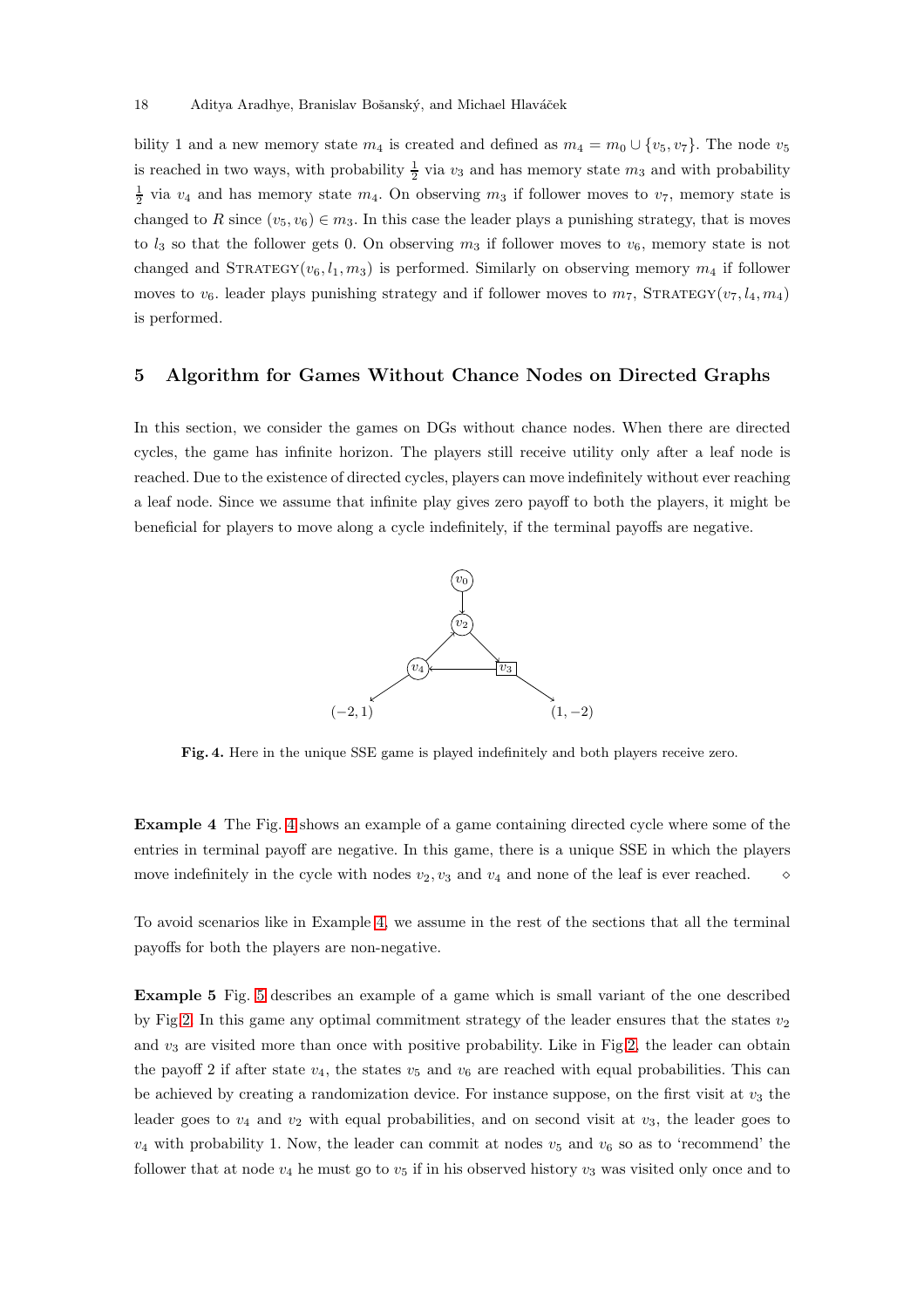bility 1 and a new memory state $m_4$ is created and defined as $m_4 = m_0 \cup \{v_5, v_7\}$. The node $v_5$ is reached in two ways, with probability $\frac{1}{2}$ via $v_3$ and has memory state $m_3$ and with probability $\frac{1}{2}$ via $v_4$ and has memory state $m_4$. On observing $m_3$ if follower moves to $v_7$, memory state is changed to $R$ since $(v_5, v_6) \in m_3$. In this case the leader plays a punishing strategy, that is moves to $l_3$ so that the follower gets 0. On observing $m_3$ if follower moves to $v_6$, memory state is not changed and STRATEGY$(v_6, l_1, m_3)$ is performed. Similarly on observing memory $m_4$ if follower moves to $v_6$. leader plays punishing strategy and if follower moves to $m_7$, STRATEGY$(v_7, l_4, m_4)$ is performed.

## 5 Algorithm for Games Without Chance Nodes on Directed Graphs

In this section, we consider the games on DGs without chance nodes. When there are directed cycles, the game has infinite horizon. The players still receive utility only after a leaf node is reached. Due to the existence of directed cycles, players can move indefinitely without ever reaching a leaf node. Since we assume that infinite play gives zero payoff to both the players, it might be beneficial for players to move along a cycle indefinitely, if the terminal payoffs are negative.

**Fig. 4.** Here in the unique SSE game is played indefinitely and both players receive zero.

**Example 4** The Fig. 4 shows an example of a game containing directed cycle where some of the entries in terminal payoff are negative. In this game, there is a unique SSE in which the players move indefinitely in the cycle with nodes $v_2, v_3$ and $v_4$ and none of the leaf is ever reached. $\diamond$

To avoid scenarios like in Example 4, we assume in the rest of the sections that all the terminal payoffs for both the players are non-negative.

**Example 5** Fig. 5 describes an example of a game which is small variant of the one described by Fig 2. In this game any optimal commitment strategy of the leader ensures that the states $v_2$ and $v_3$ are visited more than once with positive probability. Like in Fig 2, the leader can obtain the payoff 2 if after state $v_4$, the states $v_5$ and $v_6$ are reached with equal probabilities. This can be achieved by creating a randomization device. For instance suppose, on the first visit at $v_3$ the leader goes to $v_4$ and $v_2$ with equal probabilities, and on second visit at $v_3$, the leader goes to $v_4$ with probability 1. Now, the leader can commit at nodes $v_5$ and $v_6$ so as to 'recommend' the follower that at node $v_4$ he must go to $v_5$ if in his observed history $v_3$ was visited only once and to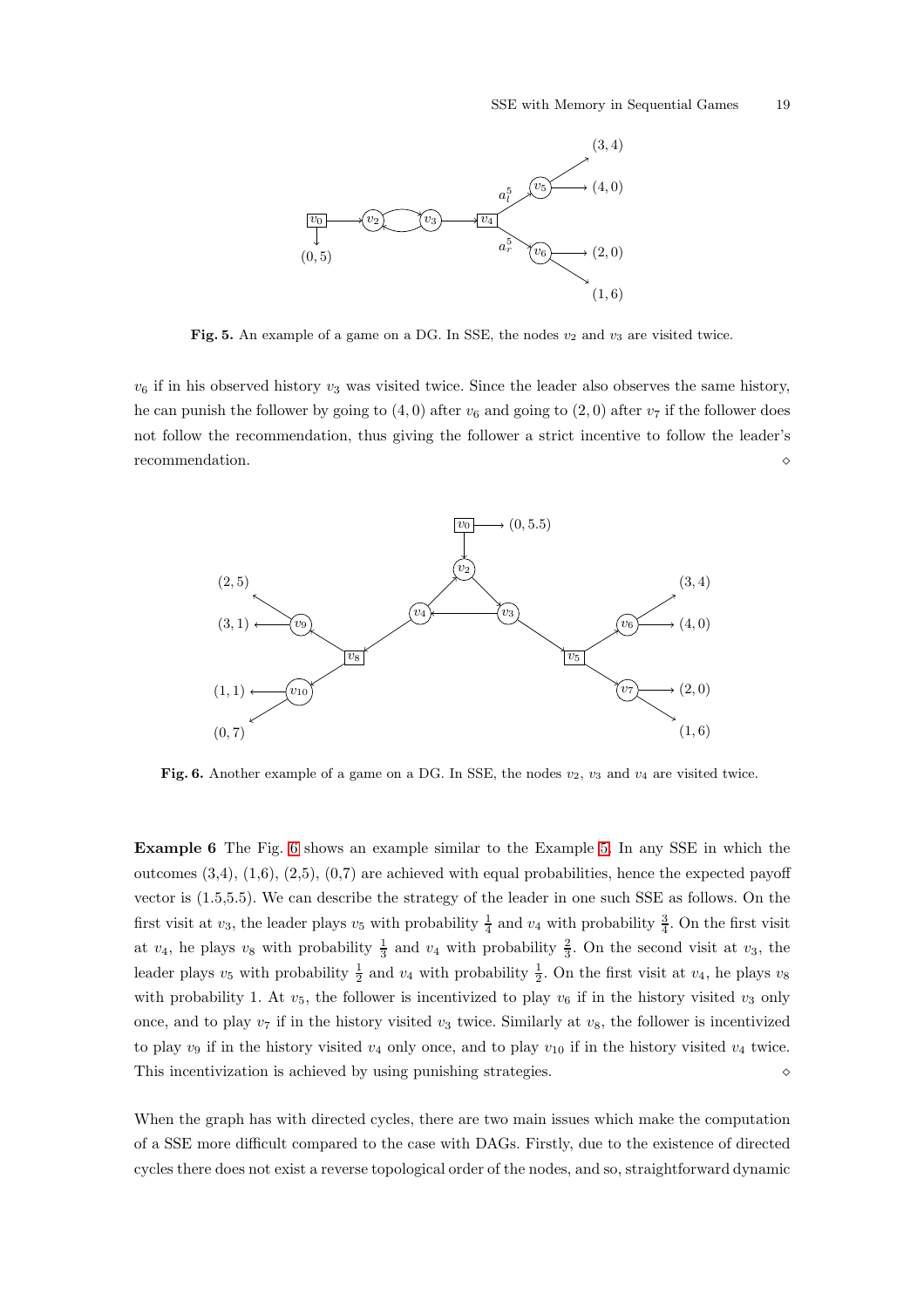**Fig. 5.** An example of a game on a DG. In SSE, the nodes $v_2$ and $v_3$ are visited twice.

$v_6$ if in his observed history $v_3$ was visited twice. Since the leader also observes the same history, he can punish the follower by going to $(4, 0)$ after $v_6$ and going to $(2, 0)$ after $v_7$ if the follower does not follow the recommendation, thus giving the follower a strict incentive to follow the leader's recommendation. ⋄

**Fig. 6.** Another example of a game on a DG. In SSE, the nodes $v_2$, $v_3$ and $v_4$ are visited twice.

**Example 6** The Fig. 6 shows an example similar to the Example 5. In any SSE in which the outcomes (3,4), (1,6), (2,5), (0,7) are achieved with equal probabilities, hence the expected payoff vector is (1.5,5.5). We can describe the strategy of the leader in one such SSE as follows. On the first visit at $v_3$, the leader plays $v_5$ with probability $\frac{1}{4}$ and $v_4$ with probability $\frac{3}{4}$. On the first visit at $v_4$, he plays $v_8$ with probability $\frac{1}{3}$ and $v_4$ with probability $\frac{2}{3}$. On the second visit at $v_3$, the leader plays $v_5$ with probability $\frac{1}{2}$ and $v_4$ with probability $\frac{1}{2}$. On the first visit at $v_4$, he plays $v_8$ with probability 1. At $v_5$, the follower is incentivized to play $v_6$ if in the history visited $v_3$ only once, and to play $v_7$ if in the history visited $v_3$ twice. Similarly at $v_8$, the follower is incentivized to play $v_9$ if in the history visited $v_4$ only once, and to play $v_{10}$ if in the history visited $v_4$ twice. This incentivization is achieved by using punishing strategies. ⋄

When the graph has with directed cycles, there are two main issues which make the computation of a SSE more difficult compared to the case with DAGs. Firstly, due to the existence of directed cycles there does not exist a reverse topological order of the nodes, and so, straightforward dynamic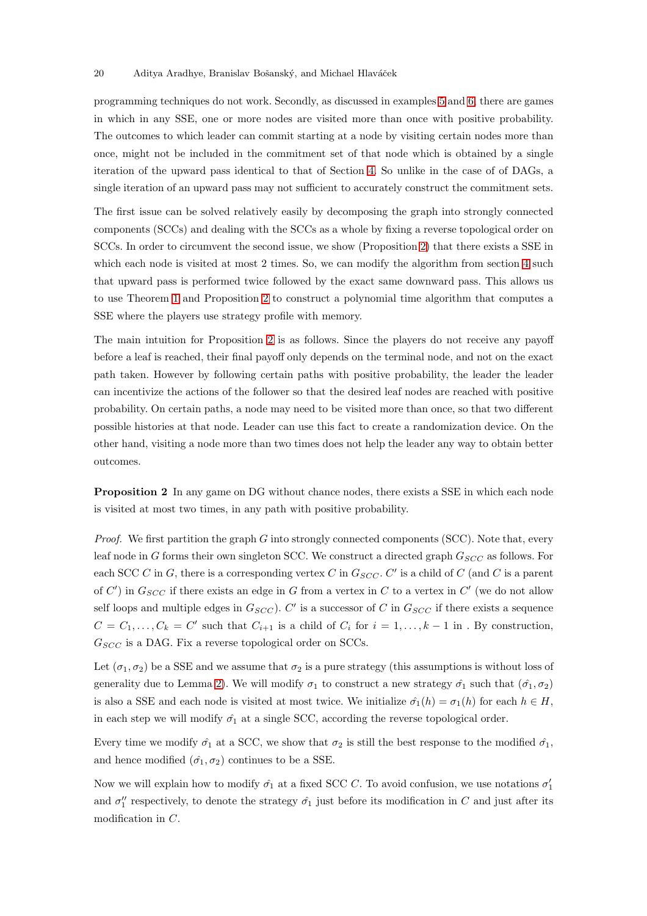programming techniques do not work. Secondly, as discussed in examples 5 and 6, there are games in which in any SSE, one or more nodes are visited more than once with positive probability. The outcomes to which leader can commit starting at a node by visiting certain nodes more than once, might not be included in the commitment set of that node which is obtained by a single iteration of the upward pass identical to that of Section 4. So unlike in the case of of DAGs, a single iteration of an upward pass may not sufficient to accurately construct the commitment sets.

The first issue can be solved relatively easily by decomposing the graph into strongly connected components (SCCs) and dealing with the SCCs as a whole by fixing a reverse topological order on SCCs. In order to circumvent the second issue, we show (Proposition 2) that there exists a SSE in which each node is visited at most 2 times. So, we can modify the algorithm from section 4 such that upward pass is performed twice followed by the exact same downward pass. This allows us to use Theorem 1 and Proposition 2 to construct a polynomial time algorithm that computes a SSE where the players use strategy profile with memory.

The main intuition for Proposition 2 is as follows. Since the players do not receive any payoff before a leaf is reached, their final payoff only depends on the terminal node, and not on the exact path taken. However by following certain paths with positive probability, the leader the leader can incentivize the actions of the follower so that the desired leaf nodes are reached with positive probability. On certain paths, a node may need to be visited more than once, so that two different possible histories at that node. Leader can use this fact to create a randomization device. On the other hand, visiting a node more than two times does not help the leader any way to obtain better outcomes.

**Proposition 2** In any game on DG without chance nodes, there exists a SSE in which each node is visited at most two times, in any path with positive probability.

*Proof.* We first partition the graph $G$ into strongly connected components (SCC). Note that, every leaf node in $G$ forms their own singleton SCC. We construct a directed graph $G_{SCC}$ as follows. For each SCC $C$ in $G$, there is a corresponding vertex $C$ in $G_{SCC}$. $C'$ is a child of $C$ (and $C$ is a parent of $C'$) in $G_{SCC}$ if there exists an edge in $G$ from a vertex in $C$ to a vertex in $C'$ (we do not allow self loops and multiple edges in $G_{SCC}$). $C'$ is a successor of $C$ in $G_{SCC}$ if there exists a sequence $C = C_1, \ldots, C_k = C'$ such that $C_{i+1}$ is a child of $C_i$ for $i = 1, \ldots, k-1$ in . By construction, $G_{SCC}$ is a DAG. Fix a reverse topological order on SCCs.

Let $(\sigma_1, \sigma_2)$ be a SSE and we assume that $\sigma_2$ is a pure strategy (this assumptions is without loss of generality due to Lemma 2). We will modify $\sigma_1$ to construct a new strategy $\hat{\sigma_1}$ such that $(\hat{\sigma_1}, \sigma_2)$ is also a SSE and each node is visited at most twice. We initialize $\hat{\sigma_1}(h) = \sigma_1(h)$ for each $h \in H$, in each step we will modify $\hat{\sigma_1}$ at a single SCC, according the reverse topological order.

Every time we modify $\hat{\sigma_1}$ at a SCC, we show that $\sigma_2$ is still the best response to the modified $\hat{\sigma_1}$, and hence modified $(\hat{\sigma_1}, \sigma_2)$ continues to be a SSE.

Now we will explain how to modify $\hat{\sigma_1}$ at a fixed SCC $C$. To avoid confusion, we use notations $\sigma_1'$ and $\sigma_1''$ respectively, to denote the strategy $\hat{\sigma_1}$ just before its modification in $C$ and just after its modification in $C$.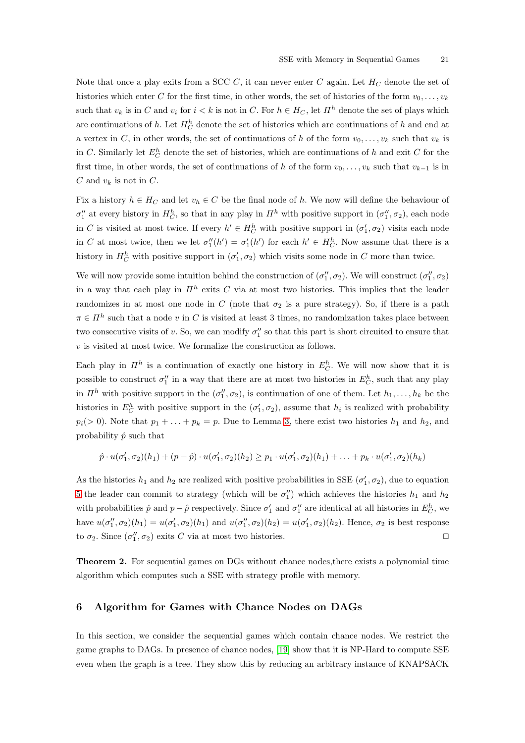Note that once a play exits from a SCC $C$, it can never enter $C$ again. Let $H_C$ denote the set of histories which enter $C$ for the first time, in other words, the set of histories of the form $v_0, \ldots, v_k$ such that $v_k$ is in $C$ and $v_i$ for $i < k$ is not in $C$. For $h \in H_C$, let $\Pi^h$ denote the set of plays which are continuations of $h$. Let $H_C^h$ denote the set of histories which are continuations of $h$ and end at a vertex in $C$, in other words, the set of continuations of $h$ of the form $v_0, \ldots, v_k$ such that $v_k$ is in $C$. Similarly let $E_C^h$ denote the set of histories, which are continuations of $h$ and exit $C$ for the first time, in other words, the set of continuations of $h$ of the form $v_0, \ldots, v_k$ such that $v_{k-1}$ is in $C$ and $v_k$ is not in $C$.

Fix a history $h \in H_C$ and let $v_h \in C$ be the final node of $h$. We now will define the behaviour of $\sigma_1''$ at every history in $H_C^h$, so that in any play in $\Pi^h$ with positive support in $(\sigma_1'', \sigma_2)$, each node in $C$ is visited at most twice. If every $h' \in H_C^h$ with positive support in $(\sigma_1', \sigma_2)$ visits each node in $C$ at most twice, then we let $\sigma_1''(h') = \sigma_1'(h')$ for each $h' \in H_C^h$. Now assume that there is a history in $H_C^h$ with positive support in $(\sigma_1', \sigma_2)$ which visits some node in $C$ more than twice.

We will now provide some intuition behind the construction of $(\sigma_1'', \sigma_2)$. We will construct $(\sigma_1'', \sigma_2)$ in a way that each play in $\Pi^h$ exits $C$ via at most two histories. This implies that the leader randomizes in at most one node in $C$ (note that $\sigma_2$ is a pure strategy). So, if there is a path $\pi \in \Pi^h$ such that a node $v$ in $C$ is visited at least 3 times, no randomization takes place between two consecutive visits of $v$. So, we can modify $\sigma_1''$ so that this part is short circuited to ensure that $v$ is visited at most twice. We formalize the construction as follows.

Each play in $\Pi^h$ is a continuation of exactly one history in $E_C^h$. We will now show that it is possible to construct $\sigma_1''$ in a way that there are at most two histories in $E_C^h$, such that any play in $\Pi^h$ with positive support in the $(\sigma_1'', \sigma_2)$, is continuation of one of them. Let $h_1, \ldots, h_k$ be the histories in $E_C^h$ with positive support in the $(\sigma_1', \sigma_2)$, assume that $h_i$ is realized with probability $p_i (> 0)$. Note that $p_1 + \ldots + p_k = p$. Due to Lemma 3, there exist two histories $h_1$ and $h_2$, and probability $\hat{p}$ such that

$$\hat{p} \cdot u(\sigma_1', \sigma_2)(h_1) + (p - \hat{p}) \cdot u(\sigma_1', \sigma_2)(h_2) \geq p_1 \cdot u(\sigma_1', \sigma_2)(h_1) + \ldots + p_k \cdot u(\sigma_1', \sigma_2)(h_k)$$

As the histories $h_1$ and $h_2$ are realized with positive probabilities in SSE $(\sigma_1', \sigma_2)$, due to equation 5 the leader can commit to strategy (which will be $\sigma_1''$) which achieves the histories $h_1$ and $h_2$ with probabilities $\hat{p}$ and $p - \hat{p}$ respectively. Since $\sigma_1'$ and $\sigma_1''$ are identical at all histories in $E_C^h$, we have $u(\sigma_1'', \sigma_2)(h_1) = u(\sigma_1', \sigma_2)(h_1)$ and $u(\sigma_1'', \sigma_2)(h_2) = u(\sigma_1', \sigma_2)(h_2)$. Hence, $\sigma_2$ is best response to $\sigma_2$. Since $(\sigma_1'', \sigma_2)$ exits $C$ via at most two histories. $\square$

**Theorem 2.** *For sequential games on DGs without chance nodes,there exists a polynomial time algorithm which computes such a SSE with strategy profile with memory.*

## 6 Algorithm for Games with Chance Nodes on DAGs

In this section, we consider the sequential games which contain chance nodes. We restrict the game graphs to DAGs. In presence of chance nodes, [19] show that it is NP-Hard to compute SSE even when the graph is a tree. They show this by reducing an arbitrary instance of KNAPSACK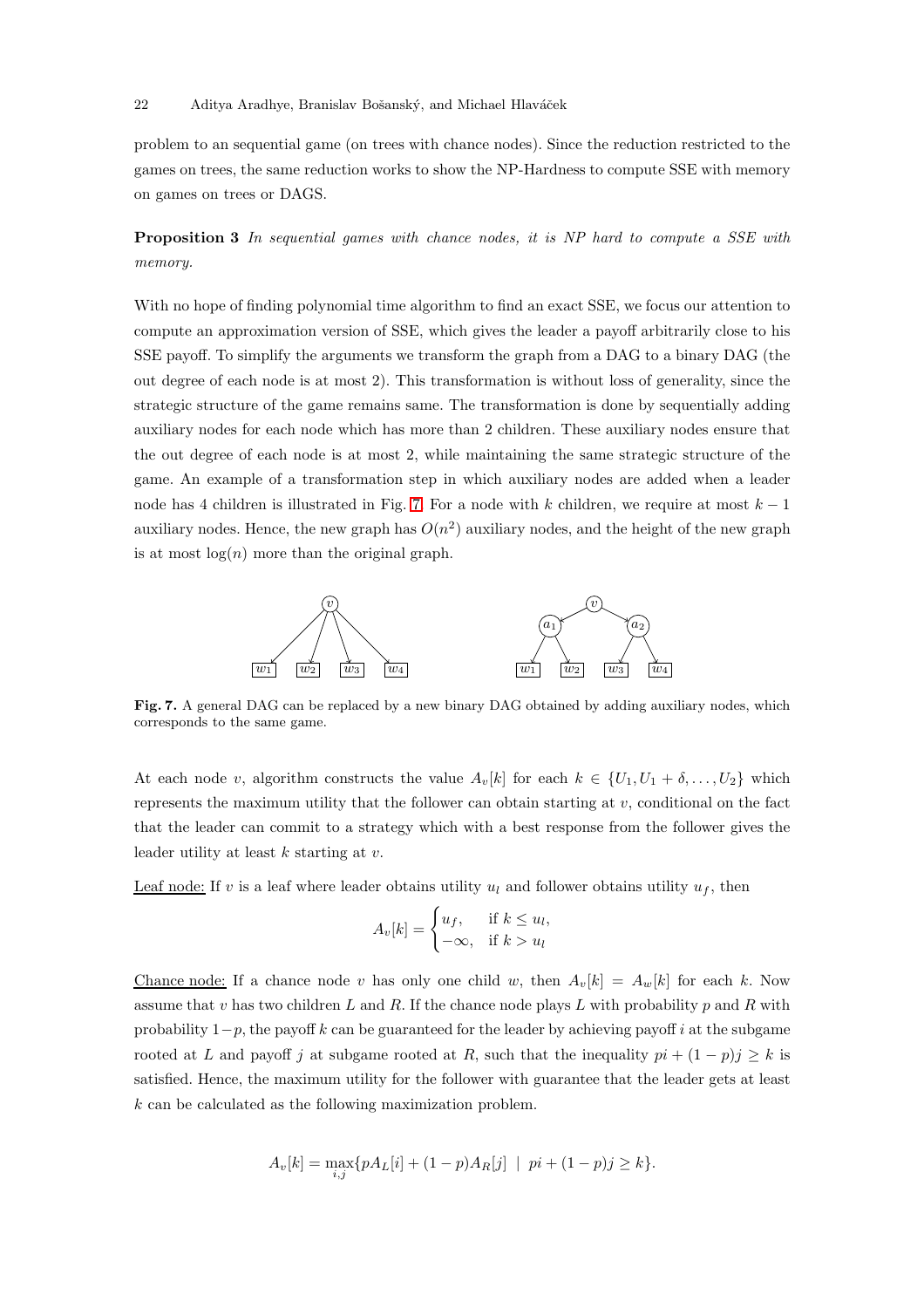problem to an sequential game (on trees with chance nodes). Since the reduction restricted to the games on trees, the same reduction works to show the NP-Hardness to compute SSE with memory on games on trees or DAGS.

**Proposition 3** *In sequential games with chance nodes, it is NP hard to compute a SSE with memory.*

With no hope of finding polynomial time algorithm to find an exact SSE, we focus our attention to compute an approximation version of SSE, which gives the leader a payoff arbitrarily close to his SSE payoff. To simplify the arguments we transform the graph from a DAG to a binary DAG (the out degree of each node is at most 2). This transformation is without loss of generality, since the strategic structure of the game remains same. The transformation is done by sequentially adding auxiliary nodes for each node which has more than 2 children. These auxiliary nodes ensure that the out degree of each node is at most 2, while maintaining the same strategic structure of the game. An example of a transformation step in which auxiliary nodes are added when a leader node has 4 children is illustrated in Fig. 7. For a node with $k$ children, we require at most $k-1$ auxiliary nodes. Hence, the new graph has $O(n^2)$ auxiliary nodes, and the height of the new graph is at most $\log(n)$ more than the original graph.

**Fig. 7.** A general DAG can be replaced by a new binary DAG obtained by adding auxiliary nodes, which corresponds to the same game.

At each node $v$, algorithm constructs the value $A_v[k]$ for each $k \in \{U_1, U_1 + \delta, \ldots, U_2\}$ which represents the maximum utility that the follower can obtain starting at $v$, conditional on the fact that the leader can commit to a strategy which with a best response from the follower gives the leader utility at least $k$ starting at $v$.

Leaf node: If $v$ is a leaf where leader obtains utility $u_l$ and follower obtains utility $u_f$, then

$$A_v[k] = \begin{cases} u_f, & \text{if } k \leq u_l, \\ -\infty, & \text{if } k > u_l \end{cases}$$

Chance node: If a chance node $v$ has only one child $w$, then $A_v[k] = A_w[k]$ for each $k$. Now assume that $v$ has two children $L$ and $R$. If the chance node plays $L$ with probability $p$ and $R$ with probability $1-p$, the payoff $k$ can be guaranteed for the leader by achieving payoff $i$ at the subgame rooted at $L$ and payoff $j$ at subgame rooted at $R$, such that the inequality $pi + (1-p)j \geq k$ is satisfied. Hence, the maximum utility for the follower with guarantee that the leader gets at least $k$ can be calculated as the following maximization problem.

$$A_v[k] = \max_{i,j} \{pA_L[i] + (1-p)A_R[j] \ | \ pi + (1-p)j \geq k\}.$$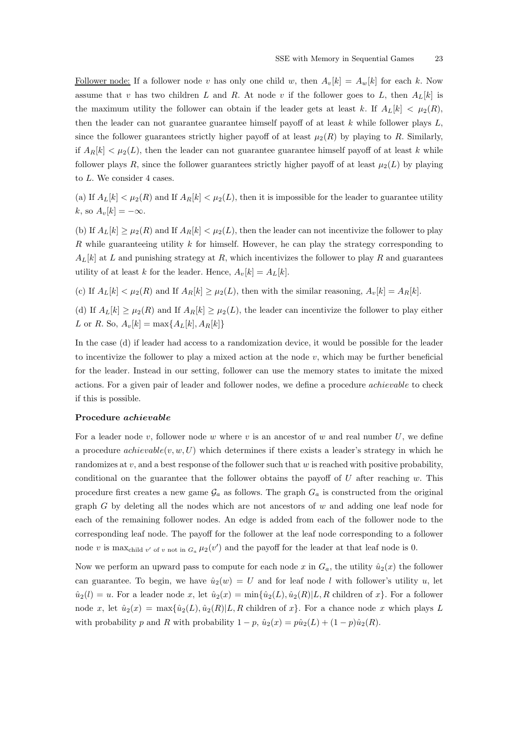<u>Follower node:</u> If a follower node $v$ has only one child $w$, then $A_v[k] = A_w[k]$ for each $k$. Now assume that $v$ has two children $L$ and $R$. At node $v$ if the follower goes to $L$, then $A_L[k]$ is the maximum utility the follower can obtain if the leader gets at least $k$. If $A_L[k] < \mu_2(R)$, then the leader can not guarantee guarantee himself payoff of at least $k$ while follower plays $L$, since the follower guarantees strictly higher payoff of at least $\mu_2(R)$ by playing to $R$. Similarly, if $A_R[k] < \mu_2(L)$, then the leader can not guarantee guarantee himself payoff of at least $k$ while follower plays $R$, since the follower guarantees strictly higher payoff of at least $\mu_2(L)$ by playing to $L$. We consider 4 cases.

(a) If $A_L[k] < \mu_2(R)$ and If $A_R[k] < \mu_2(L)$, then it is impossible for the leader to guarantee utility $k$, so $A_v[k] = -\infty$.

(b) If $A_L[k] \geq \mu_2(R)$ and If $A_R[k] < \mu_2(L)$, then the leader can not incentivize the follower to play $R$ while guaranteeing utility $k$ for himself. However, he can play the strategy corresponding to $A_L[k]$ at $L$ and punishing strategy at $R$, which incentivizes the follower to play $R$ and guarantees utility of at least $k$ for the leader. Hence, $A_v[k] = A_L[k]$.

(c) If $A_L[k] < \mu_2(R)$ and If $A_R[k] \geq \mu_2(L)$, then with the similar reasoning, $A_v[k] = A_R[k]$.

(d) If $A_L[k] \geq \mu_2(R)$ and If $A_R[k] \geq \mu_2(L)$, the leader can incentivize the follower to play either $L$ or $R$. So, $A_v[k] = \max\{A_L[k], A_R[k]\}$

In the case (d) if leader had access to a randomization device, it would be possible for the leader to incentivize the follower to play a mixed action at the node $v$, which may be further beneficial for the leader. Instead in our setting, follower can use the memory states to imitate the mixed actions. For a given pair of leader and follower nodes, we define a procedure *achievable* to check if this is possible.

**Procedure *achievable***

For a leader node $v$, follower node $w$ where $v$ is an ancestor of $w$ and real number $U$, we define a procedure $achievable(v, w, U)$ which determines if there exists a leader's strategy in which he randomizes at $v$, and a best response of the follower such that $w$ is reached with positive probability, conditional on the guarantee that the follower obtains the payoff of $U$ after reaching $w$. This procedure first creates a new game $\mathcal{G}_a$ as follows. The graph $G_a$ is constructed from the original graph $G$ by deleting all the nodes which are not ancestors of $w$ and adding one leaf node for each of the remaining follower nodes. An edge is added from each of the follower node to the corresponding leaf node. The payoff for the follower at the leaf node corresponding to a follower node $v$ is $\max_{\text{child } v' \text{ of } v \text{ not in } G_a} \mu_2(v')$ and the payoff for the leader at that leaf node is 0.

Now we perform an upward pass to compute for each node $x$ in $G_a$, the utility $\hat{u}_2(x)$ the follower can guarantee. To begin, we have $\hat{u}_2(w) = U$ and for leaf node $l$ with follower's utility $u$, let $\hat{u}_2(l) = u$. For a leader node $x$, let $\hat{u}_2(x) = \min\{\hat{u}_2(L), \hat{u}_2(R) | L, R \text{ children of } x\}$. For a follower node $x$, let $\hat{u}_2(x) = \max\{\hat{u}_2(L), \hat{u}_2(R) | L, R \text{ children of } x\}$. For a chance node $x$ which plays $L$ with probability $p$ and $R$ with probability $1-p$, $\hat{u}_2(x) = p\hat{u}_2(L) + (1-p)\hat{u}_2(R)$.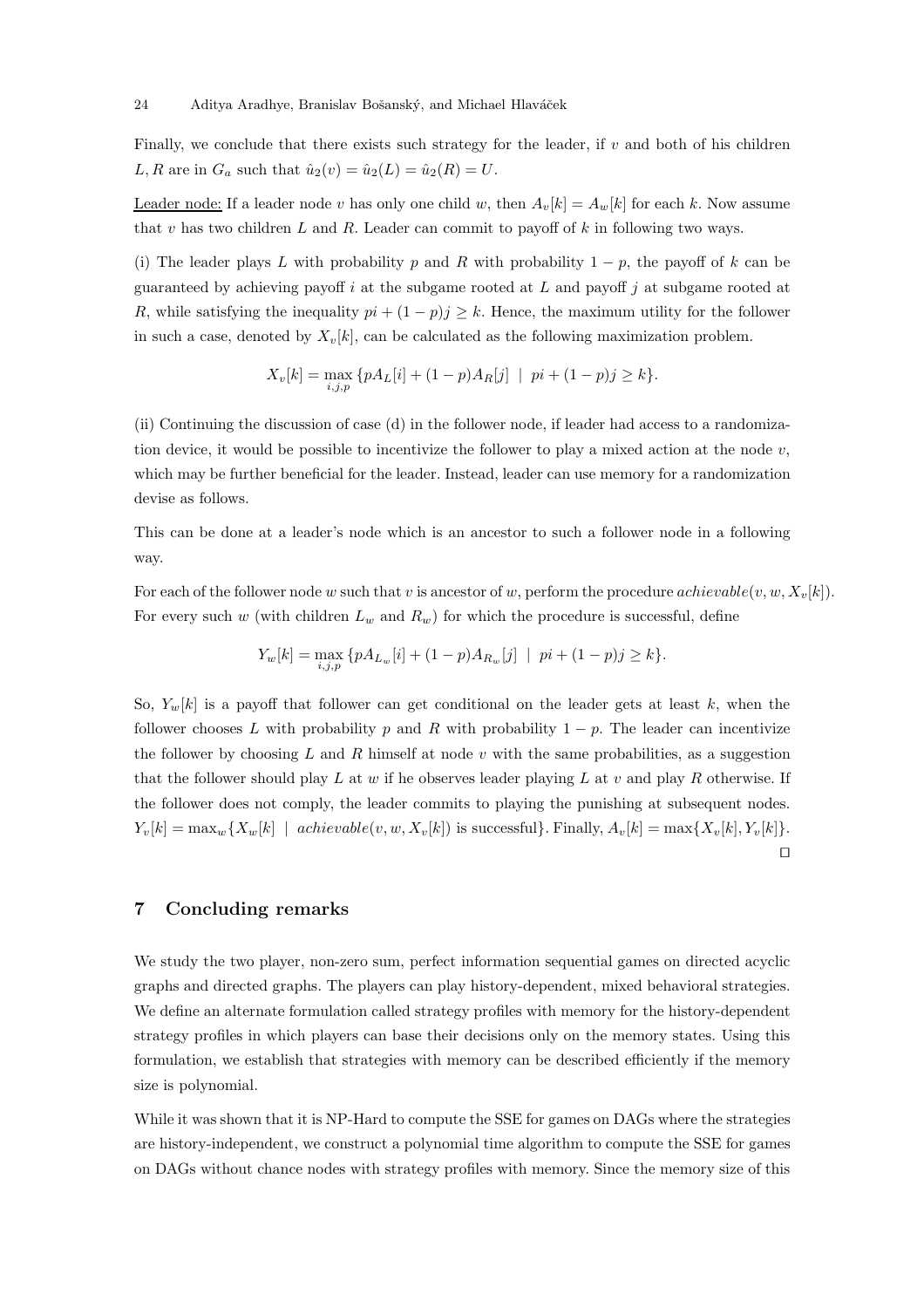Finally, we conclude that there exists such strategy for the leader, if $v$ and both of his children $L, R$ are in $G_a$ such that $\hat{u}_2(v) = \hat{u}_2(L) = \hat{u}_2(R) = U$.

<u>Leader node:</u> If a leader node $v$ has only one child $w$, then $A_v[k] = A_w[k]$ for each $k$. Now assume that $v$ has two children $L$ and $R$. Leader can commit to payoff of $k$ in following two ways.

(i) The leader plays $L$ with probability $p$ and $R$ with probability $1 - p$, the payoff of $k$ can be guaranteed by achieving payoff $i$ at the subgame rooted at $L$ and payoff $j$ at subgame rooted at $R$, while satisfying the inequality $pi + (1 - p)j \geq k$. Hence, the maximum utility for the follower in such a case, denoted by $X_v[k]$, can be calculated as the following maximization problem.

$$X_v[k] = \max_{i,j,p} \{pA_L[i] + (1 - p)A_R[j] \ \mid \ pi + (1 - p)j \geq k\}.$$

(ii) Continuing the discussion of case (d) in the follower node, if leader had access to a randomization device, it would be possible to incentivize the follower to play a mixed action at the node $v$, which may be further beneficial for the leader. Instead, leader can use memory for a randomization devise as follows.

This can be done at a leader's node which is an ancestor to such a follower node in a following way.

For each of the follower node $w$ such that $v$ is ancestor of $w$, perform the procedure $achievable(v, w, X_v[k])$. For every such $w$ (with children $L_w$ and $R_w$) for which the procedure is successful, define

$$Y_w[k] = \max_{i,j,p} \{pA_{L_w}[i] + (1 - p)A_{R_w}[j] \ \mid \ pi + (1 - p)j \geq k\}.$$

So, $Y_w[k]$ is a payoff that follower can get conditional on the leader gets at least $k$, when the follower chooses $L$ with probability $p$ and $R$ with probability $1 - p$. The leader can incentivize the follower by choosing $L$ and $R$ himself at node $v$ with the same probabilities, as a suggestion that the follower should play $L$ at $w$ if he observes leader playing $L$ at $v$ and play $R$ otherwise. If the follower does not comply, the leader commits to playing the punishing at subsequent nodes. $Y_v[k] = \max_w\{X_w[k] \ \mid \ achievable(v, w, X_v[k]) \text{ is successful}\}$. Finally, $A_v[k] = \max\{X_v[k], Y_v[k]\}$. □

## 7 Concluding remarks

We study the two player, non-zero sum, perfect information sequential games on directed acyclic graphs and directed graphs. The players can play history-dependent, mixed behavioral strategies. We define an alternate formulation called strategy profiles with memory for the history-dependent strategy profiles in which players can base their decisions only on the memory states. Using this formulation, we establish that strategies with memory can be described efficiently if the memory size is polynomial.

While it was shown that it is NP-Hard to compute the SSE for games on DAGs where the strategies are history-independent, we construct a polynomial time algorithm to compute the SSE for games on DAGs without chance nodes with strategy profiles with memory. Since the memory size of this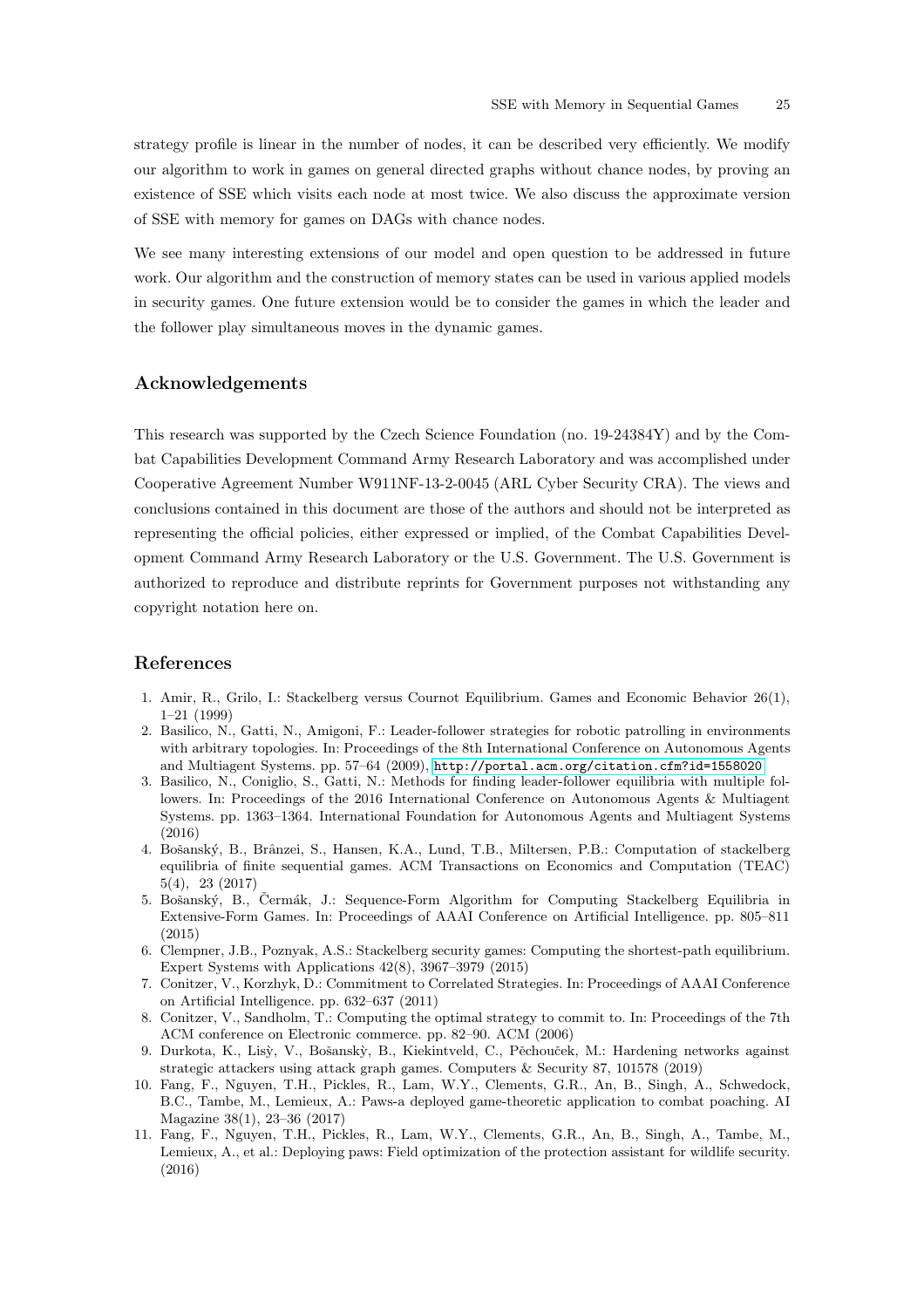strategy profile is linear in the number of nodes, it can be described very efficiently. We modify our algorithm to work in games on general directed graphs without chance nodes, by proving an existence of SSE which visits each node at most twice. We also discuss the approximate version of SSE with memory for games on DAGs with chance nodes.

We see many interesting extensions of our model and open question to be addressed in future work. Our algorithm and the construction of memory states can be used in various applied models in security games. One future extension would be to consider the games in which the leader and the follower play simultaneous moves in the dynamic games.

## Acknowledgements

This research was supported by the Czech Science Foundation (no. 19-24384Y) and by the Combat Capabilities Development Command Army Research Laboratory and was accomplished under Cooperative Agreement Number W911NF-13-2-0045 (ARL Cyber Security CRA). The views and conclusions contained in this document are those of the authors and should not be interpreted as representing the official policies, either expressed or implied, of the Combat Capabilities Development Command Army Research Laboratory or the U.S. Government. The U.S. Government is authorized to reproduce and distribute reprints for Government purposes not withstanding any copyright notation here on.

## References

1. Amir, R., Grilo, I.: Stackelberg versus Cournot Equilibrium. Games and Economic Behavior 26(1), 1–21 (1999)
2. Basilico, N., Gatti, N., Amigoni, F.: Leader-follower strategies for robotic patrolling in environments with arbitrary topologies. In: Proceedings of the 8th International Conference on Autonomous Agents and Multiagent Systems. pp. 57–64 (2009), http://portal.acm.org/citation.cfm?id=1558020
3. Basilico, N., Coniglio, S., Gatti, N.: Methods for finding leader-follower equilibria with multiple followers. In: Proceedings of the 2016 International Conference on Autonomous Agents & Multiagent Systems. pp. 1363–1364. International Foundation for Autonomous Agents and Multiagent Systems (2016)
4. Bošanský, B., Brânzei, S., Hansen, K.A., Lund, T.B., Miltersen, P.B.: Computation of stackelberg equilibria of finite sequential games. ACM Transactions on Economics and Computation (TEAC) 5(4), 23 (2017)
5. Bošanský, B., Čermák, J.: Sequence-Form Algorithm for Computing Stackelberg Equilibria in Extensive-Form Games. In: Proceedings of AAAI Conference on Artificial Intelligence. pp. 805–811 (2015)
6. Clempner, J.B., Poznyak, A.S.: Stackelberg security games: Computing the shortest-path equilibrium. Expert Systems with Applications 42(8), 3967–3979 (2015)
7. Conitzer, V., Korzhyk, D.: Commitment to Correlated Strategies. In: Proceedings of AAAI Conference on Artificial Intelligence. pp. 632–637 (2011)
8. Conitzer, V., Sandholm, T.: Computing the optimal strategy to commit to. In: Proceedings of the 7th ACM conference on Electronic commerce. pp. 82–90. ACM (2006)
9. Durkota, K., Lisỳ, V., Bošanskỳ, B., Kiekintveld, C., Pěchouček, M.: Hardening networks against strategic attackers using attack graph games. Computers & Security 87, 101578 (2019)
10. Fang, F., Nguyen, T.H., Pickles, R., Lam, W.Y., Clements, G.R., An, B., Singh, A., Schwedock, B.C., Tambe, M., Lemieux, A.: Paws-a deployed game-theoretic application to combat poaching. AI Magazine 38(1), 23–36 (2017)
11. Fang, F., Nguyen, T.H., Pickles, R., Lam, W.Y., Clements, G.R., An, B., Singh, A., Tambe, M., Lemieux, A., et al.: Deploying paws: Field optimization of the protection assistant for wildlife security. (2016)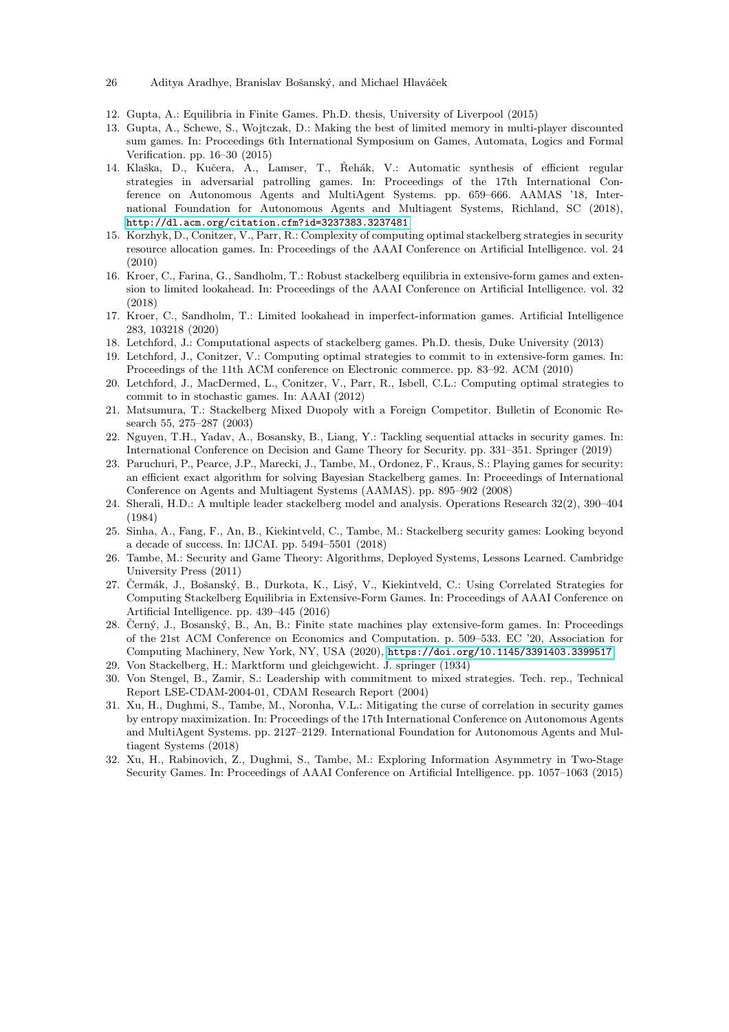12. Gupta, A.: Equilibria in Finite Games. Ph.D. thesis, University of Liverpool (2015)
13. Gupta, A., Schewe, S., Wojtczak, D.: Making the best of limited memory in multi-player discounted sum games. In: Proceedings 6th International Symposium on Games, Automata, Logics and Formal Verification. pp. 16–30 (2015)
14. Klaška, D., Kučera, A., Lamser, T., Řehák, V.: Automatic synthesis of efficient regular strategies in adversarial patrolling games. In: Proceedings of the 17th International Conference on Autonomous Agents and MultiAgent Systems. pp. 659–666. AAMAS '18, International Foundation for Autonomous Agents and Multiagent Systems, Richland, SC (2018), http://dl.acm.org/citation.cfm?id=3237383.3237481
15. Korzhyk, D., Conitzer, V., Parr, R.: Complexity of computing optimal stackelberg strategies in security resource allocation games. In: Proceedings of the AAAI Conference on Artificial Intelligence. vol. 24 (2010)
16. Kroer, C., Farina, G., Sandholm, T.: Robust stackelberg equilibria in extensive-form games and extension to limited lookahead. In: Proceedings of the AAAI Conference on Artificial Intelligence. vol. 32 (2018)
17. Kroer, C., Sandholm, T.: Limited lookahead in imperfect-information games. Artificial Intelligence 283, 103218 (2020)
18. Letchford, J.: Computational aspects of stackelberg games. Ph.D. thesis, Duke University (2013)
19. Letchford, J., Conitzer, V.: Computing optimal strategies to commit to in extensive-form games. In: Proceedings of the 11th ACM conference on Electronic commerce. pp. 83–92. ACM (2010)
20. Letchford, J., MacDermed, L., Conitzer, V., Parr, R., Isbell, C.L.: Computing optimal strategies to commit to in stochastic games. In: AAAI (2012)
21. Matsumura, T.: Stackelberg Mixed Duopoly with a Foreign Competitor. Bulletin of Economic Research 55, 275–287 (2003)
22. Nguyen, T.H., Yadav, A., Bosansky, B., Liang, Y.: Tackling sequential attacks in security games. In: International Conference on Decision and Game Theory for Security. pp. 331–351. Springer (2019)
23. Paruchuri, P., Pearce, J.P., Marecki, J., Tambe, M., Ordonez, F., Kraus, S.: Playing games for security: an efficient exact algorithm for solving Bayesian Stackelberg games. In: Proceedings of International Conference on Agents and Multiagent Systems (AAMAS). pp. 895–902 (2008)
24. Sherali, H.D.: A multiple leader stackelberg model and analysis. Operations Research 32(2), 390–404 (1984)
25. Sinha, A., Fang, F., An, B., Kiekintveld, C., Tambe, M.: Stackelberg security games: Looking beyond a decade of success. In: IJCAI. pp. 5494–5501 (2018)
26. Tambe, M.: Security and Game Theory: Algorithms, Deployed Systems, Lessons Learned. Cambridge University Press (2011)
27. Čermák, J., Bošanský, B., Durkota, K., Lisý, V., Kiekintveld, C.: Using Correlated Strategies for Computing Stackelberg Equilibria in Extensive-Form Games. In: Proceedings of AAAI Conference on Artificial Intelligence. pp. 439–445 (2016)
28. Černý, J., Bosanský, B., An, B.: Finite state machines play extensive-form games. In: Proceedings of the 21st ACM Conference on Economics and Computation. p. 509–533. EC '20, Association for Computing Machinery, New York, NY, USA (2020), https://doi.org/10.1145/3391403.3399517
29. Von Stackelberg, H.: Marktform und gleichgewicht. J. springer (1934)
30. Von Stengel, B., Zamir, S.: Leadership with commitment to mixed strategies. Tech. rep., Technical Report LSE-CDAM-2004-01, CDAM Research Report (2004)
31. Xu, H., Dughmi, S., Tambe, M., Noronha, V.L.: Mitigating the curse of correlation in security games by entropy maximization. In: Proceedings of the 17th International Conference on Autonomous Agents and MultiAgent Systems. pp. 2127–2129. International Foundation for Autonomous Agents and Multiagent Systems (2018)
32. Xu, H., Rabinovich, Z., Dughmi, S., Tambe, M.: Exploring Information Asymmetry in Two-Stage Security Games. In: Proceedings of AAAI Conference on Artificial Intelligence. pp. 1057–1063 (2015)